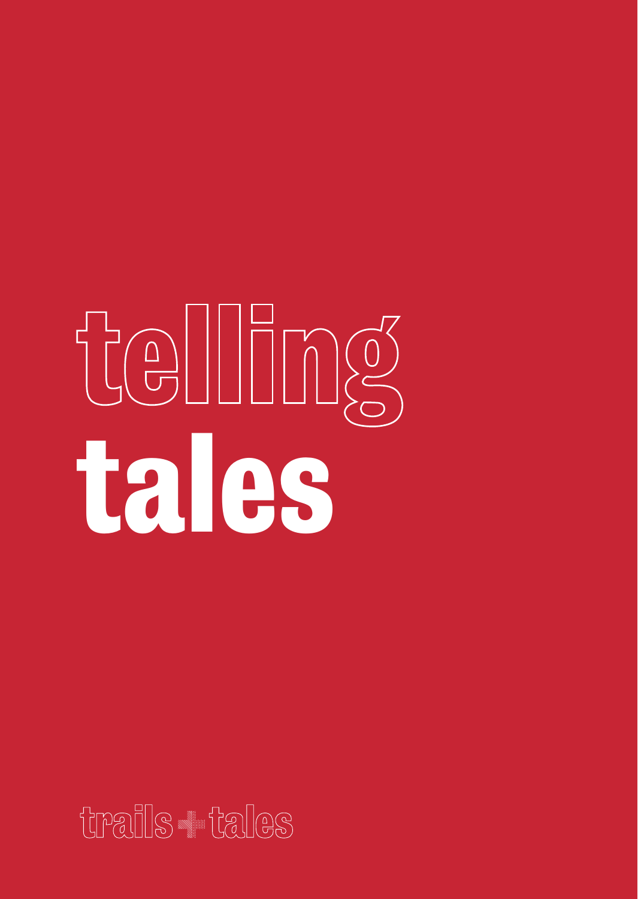# telling tales

trails + tales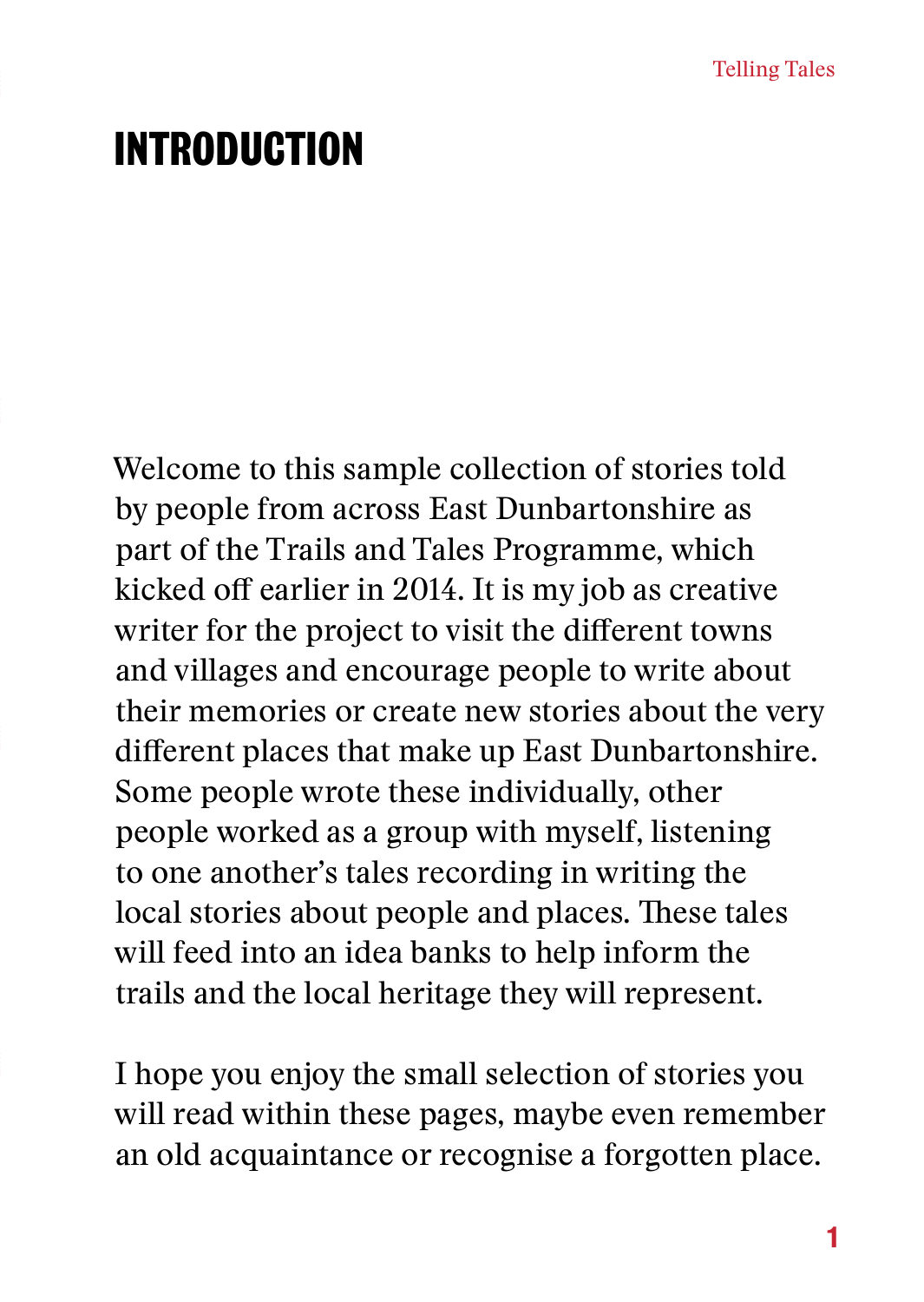# INTRODUCTION

Welcome to this sample collection of stories told by people from across East Dunbartonshire as part of the Trails and Tales Programme, which kicked off earlier in 2014. It is my job as creative writer for the project to visit the different towns and villages and encourage people to write about their memories or create new stories about the very different places that make up East Dunbartonshire. Some people wrote these individually, other people worked as a group with myself, listening to one another's tales recording in writing the local stories about people and places. These tales will feed into an idea banks to help inform the trails and the local heritage they will represent.

I hope you enjoy the small selection of stories you will read within these pages, maybe even remember an old acquaintance or recognise a forgotten place.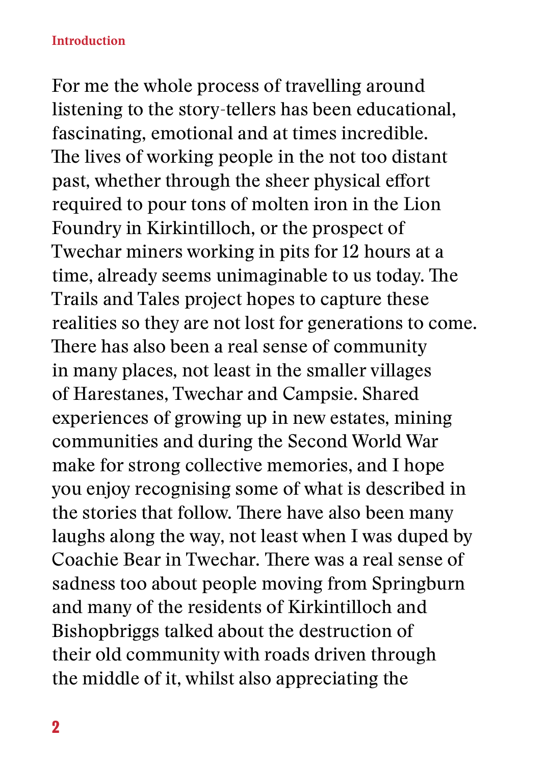For me the whole process of travelling around listening to the story-tellers has been educational, fascinating, emotional and at times incredible. The lives of working people in the not too distant past, whether through the sheer physical effort required to pour tons of molten iron in the Lion Foundry in Kirkintilloch, or the prospect of Twechar miners working in pits for 12 hours at a time, already seems unimaginable to us today. The Trails and Tales project hopes to capture these realities so they are not lost for generations to come. There has also been a real sense of community in many places, not least in the smaller villages of Harestanes, Twechar and Campsie. Shared experiences of growing up in new estates, mining communities and during the Second World War make for strong collective memories, and I hope you enjoy recognising some of what is described in the stories that follow. There have also been many laughs along the way, not least when I was duped by Coachie Bear in Twechar. There was a real sense of sadness too about people moving from Springburn and many of the residents of Kirkintilloch and Bishopbriggs talked about the destruction of their old community with roads driven through the middle of it, whilst also appreciating the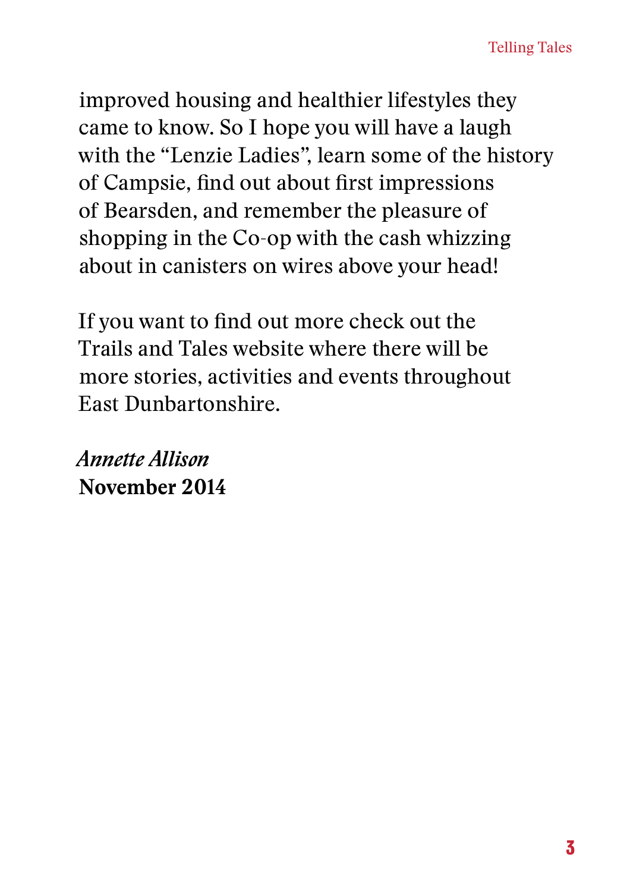improved housing and healthier lifestyles they came to know. So I hope you will have a laugh with the "Lenzie Ladies", learn some of the history of Campsie, find out about first impressions of Bearsden, and remember the pleasure of shopping in the Co-op with the cash whizzing about in canisters on wires above your head!

If you want to find out more check out the Trails and Tales website where there will be more stories, activities and events throughout East Dunbartonshire.

*Annette Allison*
**November 2014**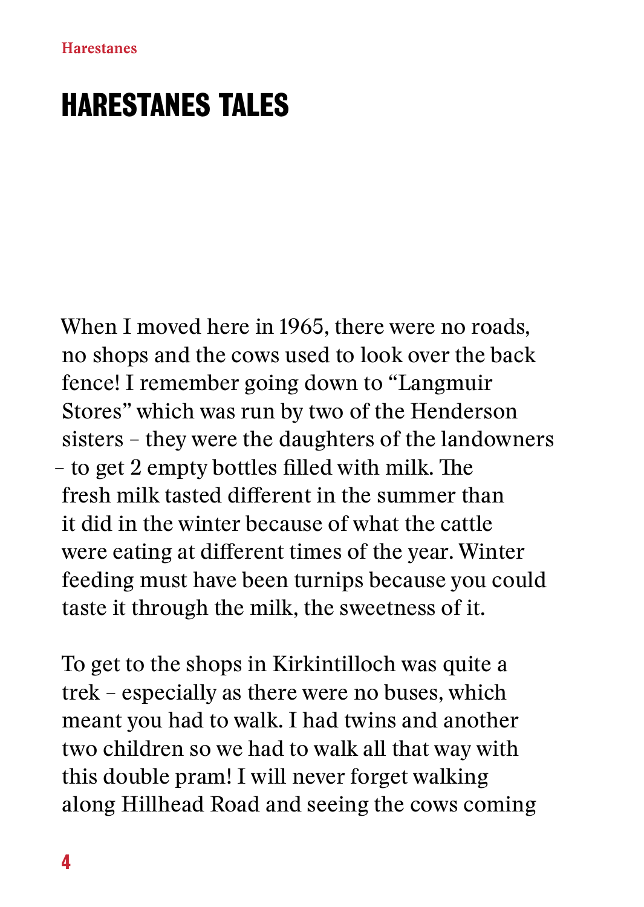# HARESTANES TALES

When I moved here in 1965, there were no roads, no shops and the cows used to look over the back fence! I remember going down to "Langmuir Stores" which was run by two of the Henderson sisters – they were the daughters of the landowners – to get 2 empty bottles filled with milk. The fresh milk tasted different in the summer than it did in the winter because of what the cattle were eating at different times of the year. Winter feeding must have been turnips because you could taste it through the milk, the sweetness of it.

To get to the shops in Kirkintilloch was quite a trek – especially as there were no buses, which meant you had to walk. I had twins and another two children so we had to walk all that way with this double pram! I will never forget walking along Hillhead Road and seeing the cows coming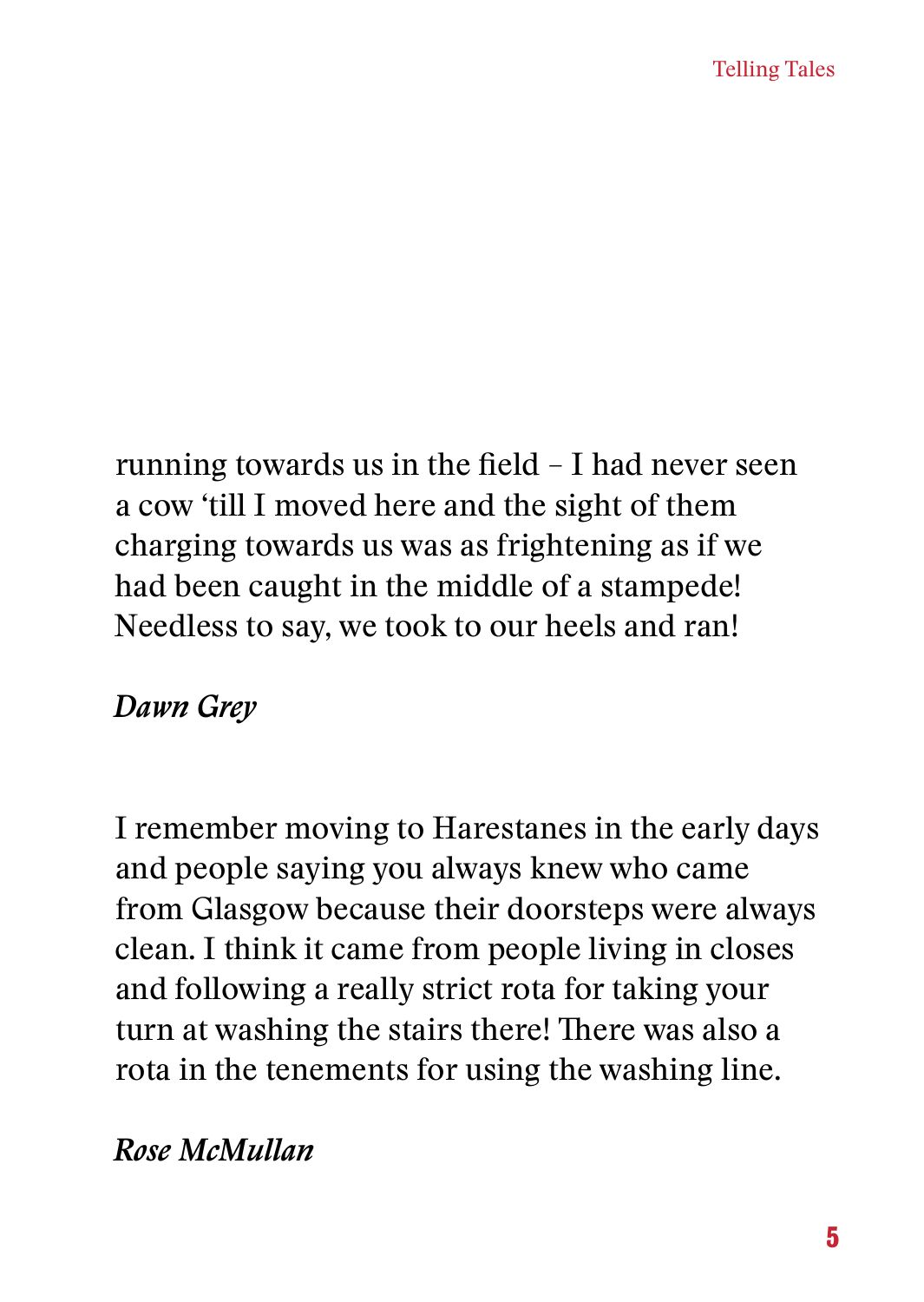running towards us in the field – I had never seen a cow ‘till I moved here and the sight of them charging towards us was as frightening as if we had been caught in the middle of a stampede! Needless to say, we took to our heels and ran!

*Dawn Grey*

I remember moving to Harestanes in the early days and people saying you always knew who came from Glasgow because their doorsteps were always clean. I think it came from people living in closes and following a really strict rota for taking your turn at washing the stairs there! There was also a rota in the tenements for using the washing line.

*Rose McMullan*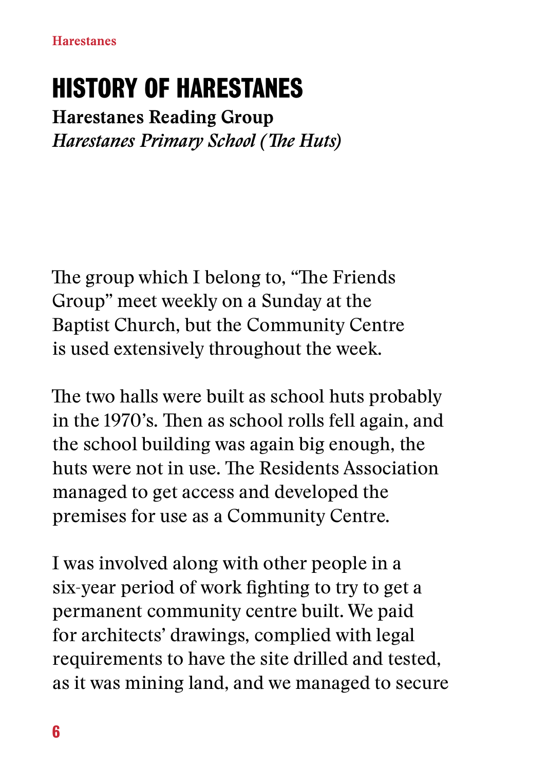# HISTORY OF HARESTANES

**Harestanes Reading Group**

*Harestanes Primary School (The Huts)*

The group which I belong to, "The Friends Group" meet weekly on a Sunday at the Baptist Church, but the Community Centre is used extensively throughout the week.

The two halls were built as school huts probably in the 1970's. Then as school rolls fell again, and the school building was again big enough, the huts were not in use. The Residents Association managed to get access and developed the premises for use as a Community Centre.

I was involved along with other people in a six-year period of work fighting to try to get a permanent community centre built. We paid for architects' drawings, complied with legal requirements to have the site drilled and tested, as it was mining land, and we managed to secure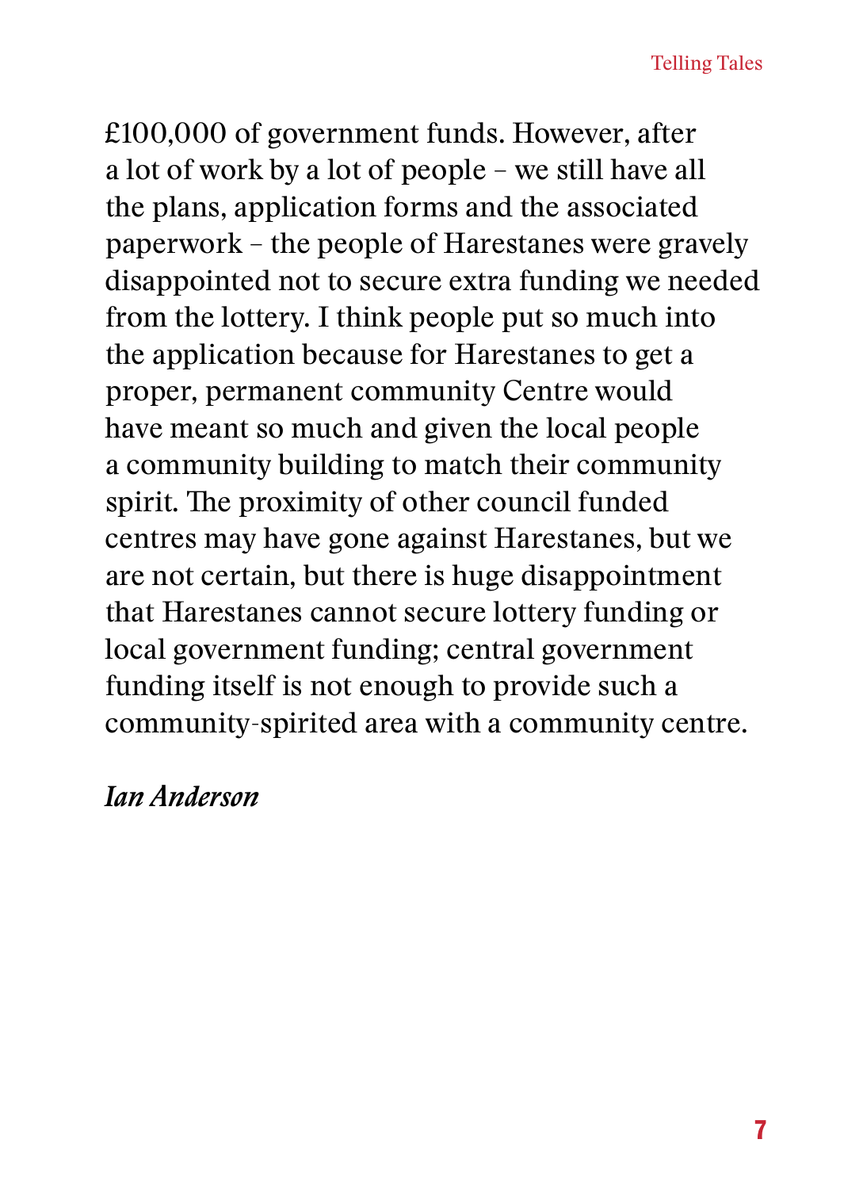£100,000 of government funds. However, after a lot of work by a lot of people – we still have all the plans, application forms and the associated paperwork – the people of Harestanes were gravely disappointed not to secure extra funding we needed from the lottery. I think people put so much into the application because for Harestanes to get a proper, permanent community Centre would have meant so much and given the local people a community building to match their community spirit. The proximity of other council funded centres may have gone against Harestanes, but we are not certain, but there is huge disappointment that Harestanes cannot secure lottery funding or local government funding; central government funding itself is not enough to provide such a community-spirited area with a community centre.

*Ian Anderson*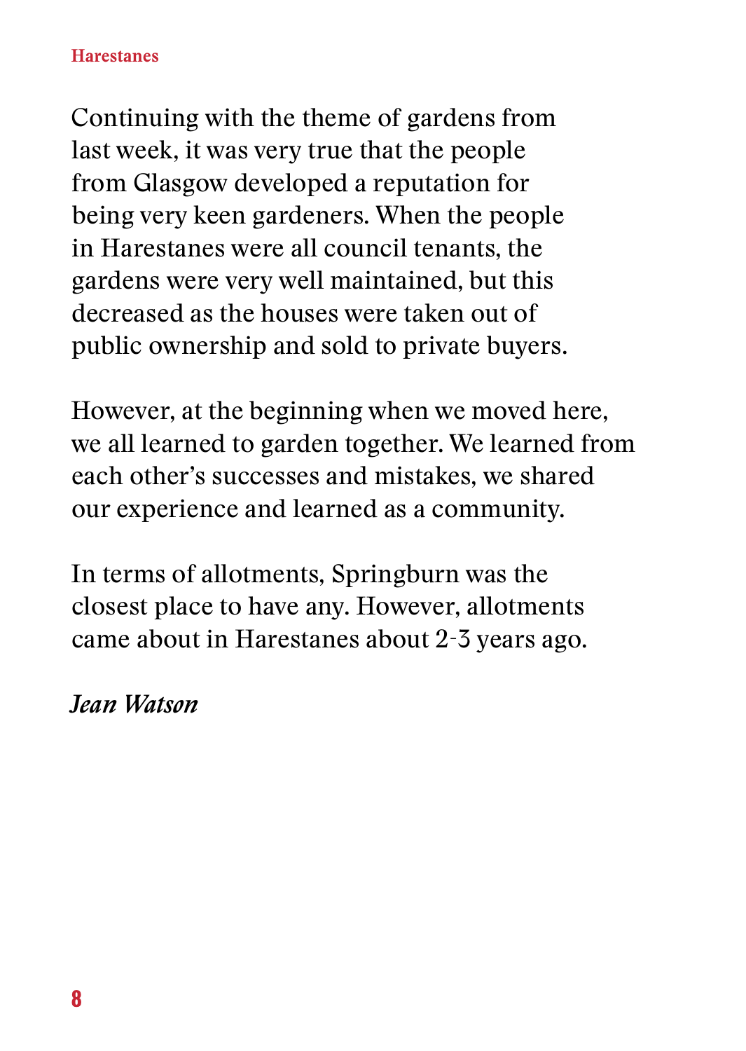Continuing with the theme of gardens from last week, it was very true that the people from Glasgow developed a reputation for being very keen gardeners. When the people in Harestanes were all council tenants, the gardens were very well maintained, but this decreased as the houses were taken out of public ownership and sold to private buyers.

However, at the beginning when we moved here, we all learned to garden together. We learned from each other's successes and mistakes, we shared our experience and learned as a community.

In terms of allotments, Springburn was the closest place to have any. However, allotments came about in Harestanes about 2-3 years ago.

*Jean Watson*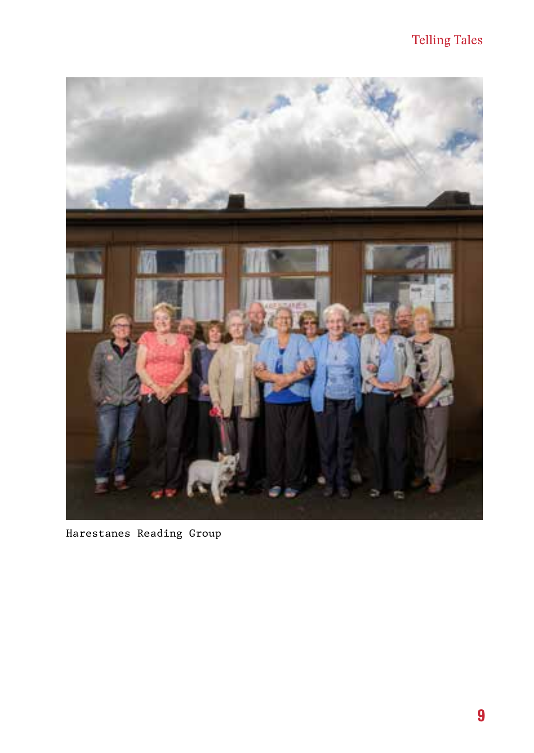Harestanes Reading Group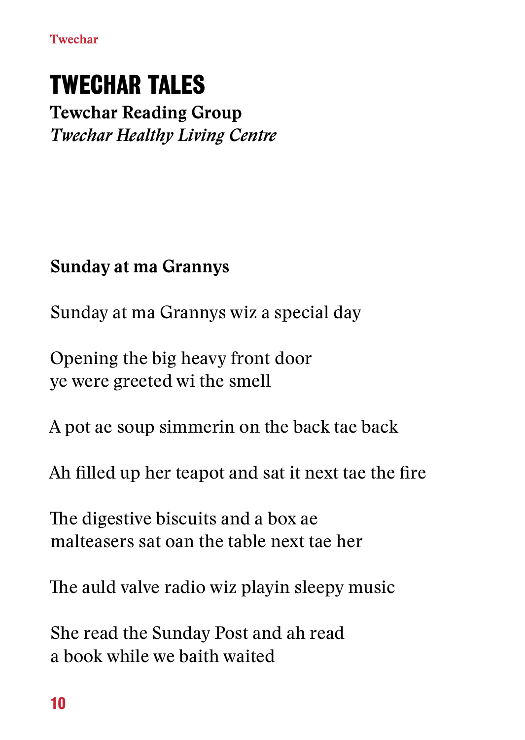# TWECHAR TALES

**Tewchar Reading Group**
*Twechar Healthy Living Centre*

**Sunday at ma Grannys**

Sunday at ma Grannys wiz a special day

Opening the big heavy front door
ye were greeted wi the smell

A pot ae soup simmerin on the back tae back

Ah filled up her teapot and sat it next tae the fire

The digestive biscuits and a box ae
malteasers sat oan the table next tae her

The auld valve radio wiz playin sleepy music

She read the Sunday Post and ah read
a book while we baith waited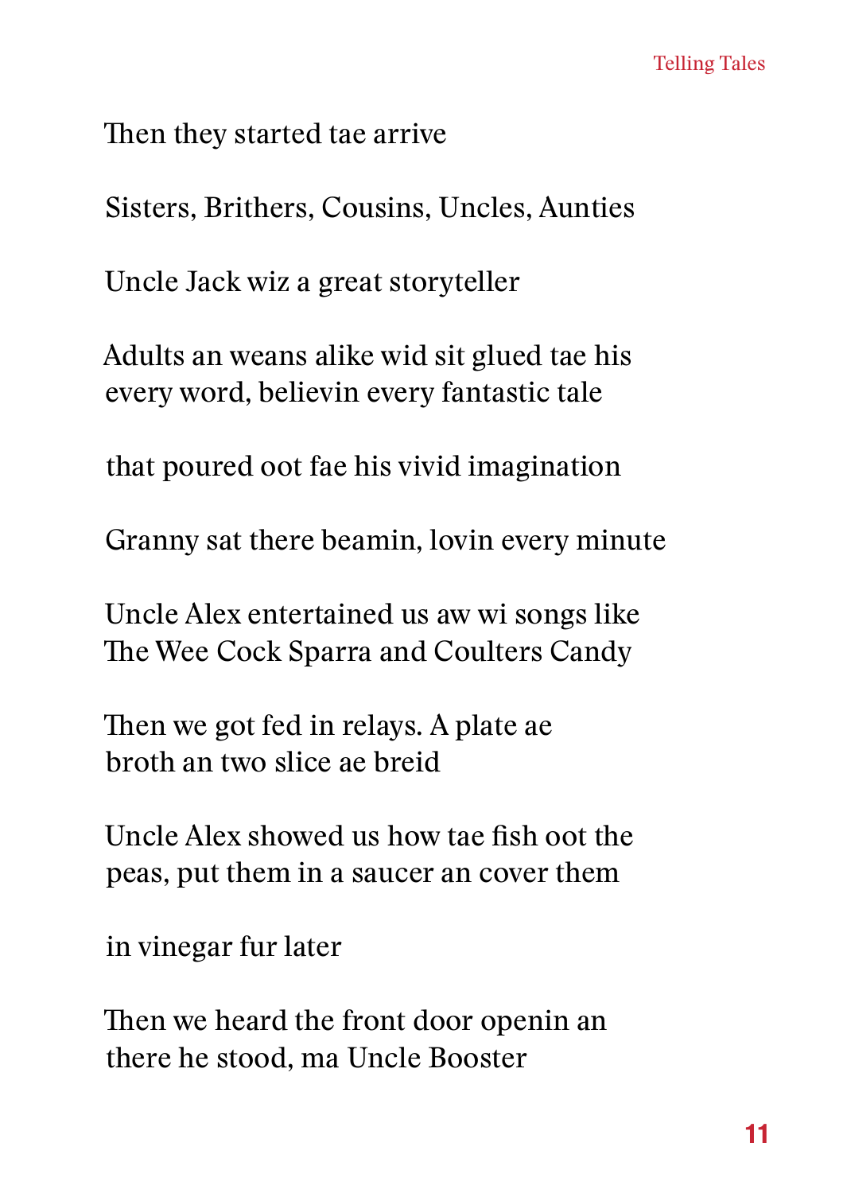Then they started tae arrive

Sisters, Brithers, Cousins, Uncles, Aunties

Uncle Jack wiz a great storyteller

Adults an weans alike wid sit glued tae his
every word, believin every fantastic tale

that poured oot fae his vivid imagination

Granny sat there beamin, lovin every minute

Uncle Alex entertained us aw wi songs like
The Wee Cock Sparra and Coulters Candy

Then we got fed in relays. A plate ae
broth an two slice ae breid

Uncle Alex showed us how tae fish oot the
peas, put them in a saucer an cover them

in vinegar fur later

Then we heard the front door openin an
there he stood, ma Uncle Booster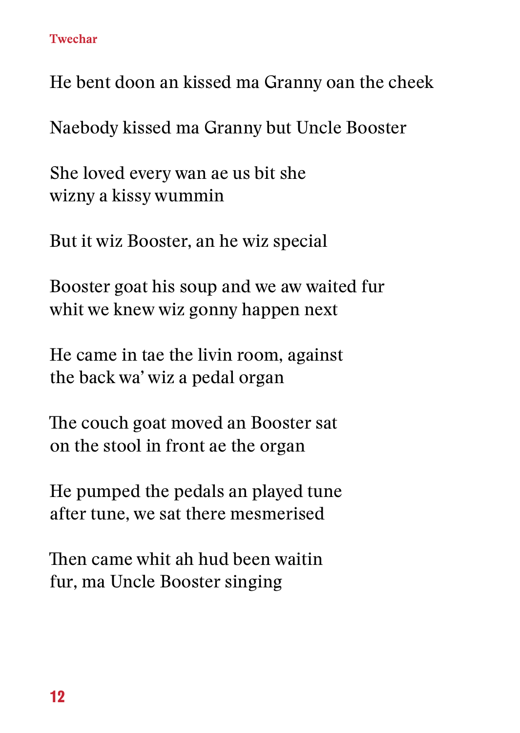He bent doon an kissed ma Granny oan the cheek

Naebody kissed ma Granny but Uncle Booster

She loved every wan ae us bit she
wizny a kissy wummin

But it wiz Booster, an he wiz special

Booster goat his soup and we aw waited fur
whit we knew wiz gonny happen next

He came in tae the livin room, against
the back wa' wiz a pedal organ

The couch goat moved an Booster sat
on the stool in front ae the organ

He pumped the pedals an played tune
after tune, we sat there mesmerised

Then came whit ah hud been waitin
fur, ma Uncle Booster singing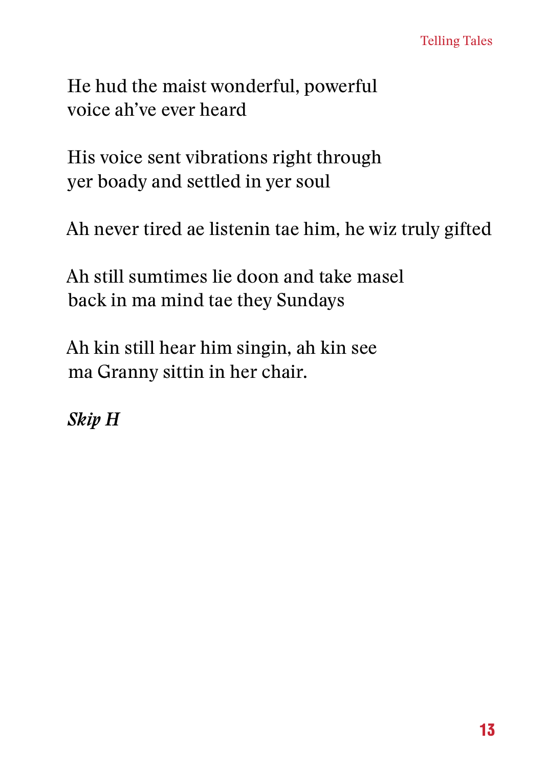He hud the maist wonderful, powerful  
voice ah've ever heard

His voice sent vibrations right through  
yer boady and settled in yer soul

Ah never tired ae listenin tae him, he wiz truly gifted

Ah still sumtimes lie doon and take masel  
back in ma mind tae they Sundays

Ah kin still hear him singin, ah kin see  
ma Granny sittin in her chair.

***Skip H***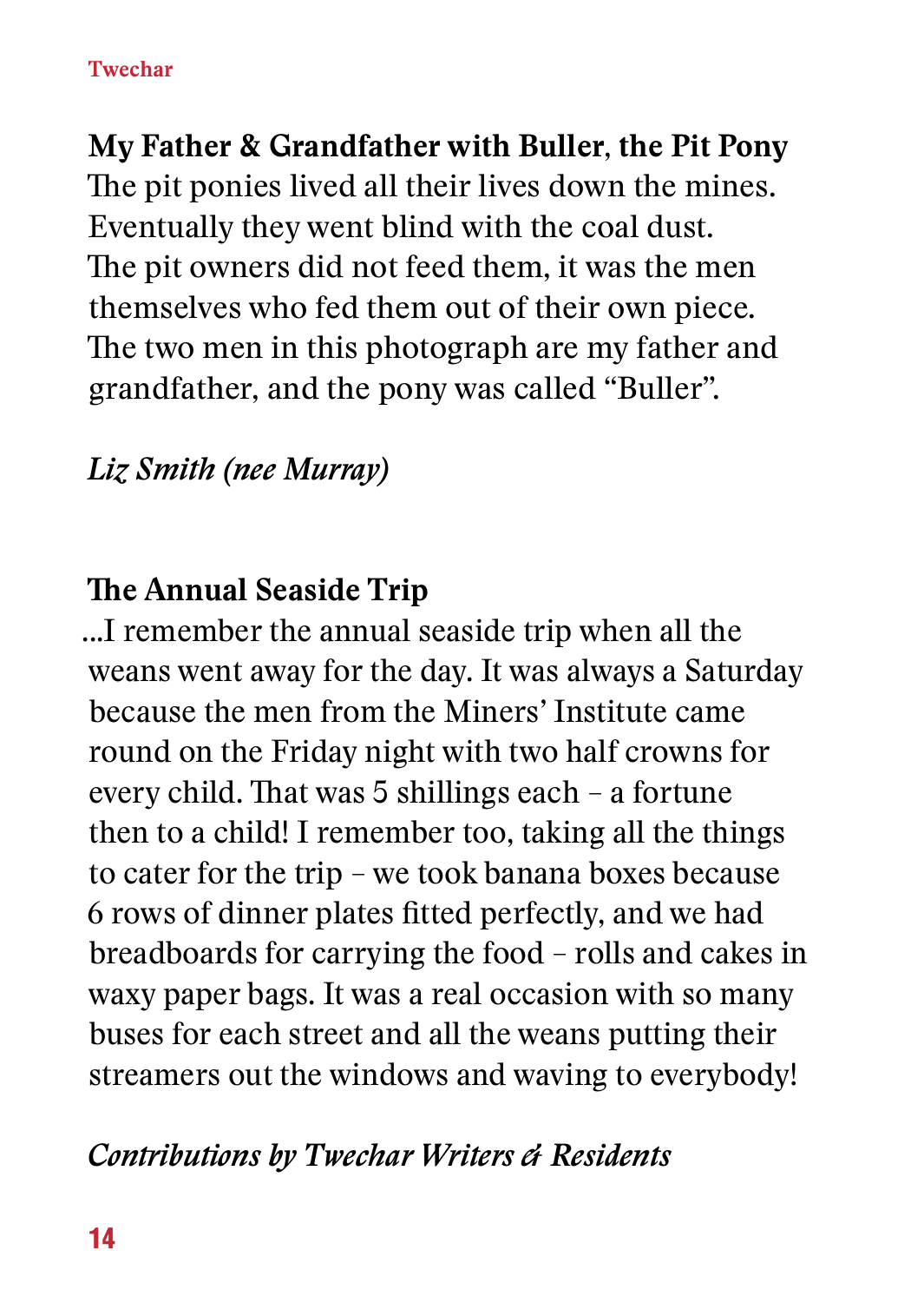## My Father & Grandfather with Buller, the Pit Pony

The pit ponies lived all their lives down the mines. Eventually they went blind with the coal dust. The pit owners did not feed them, it was the men themselves who fed them out of their own piece. The two men in this photograph are my father and grandfather, and the pony was called "Buller".

*Liz Smith (nee Murray)*

## The Annual Seaside Trip

...I remember the annual seaside trip when all the weans went away for the day. It was always a Saturday because the men from the Miners' Institute came round on the Friday night with two half crowns for every child. That was 5 shillings each – a fortune then to a child! I remember too, taking all the things to cater for the trip – we took banana boxes because 6 rows of dinner plates fitted perfectly, and we had breadboards for carrying the food – rolls and cakes in waxy paper bags. It was a real occasion with so many buses for each street and all the weans putting their streamers out the windows and waving to everybody!

*Contributions by Twechar Writers & Residents*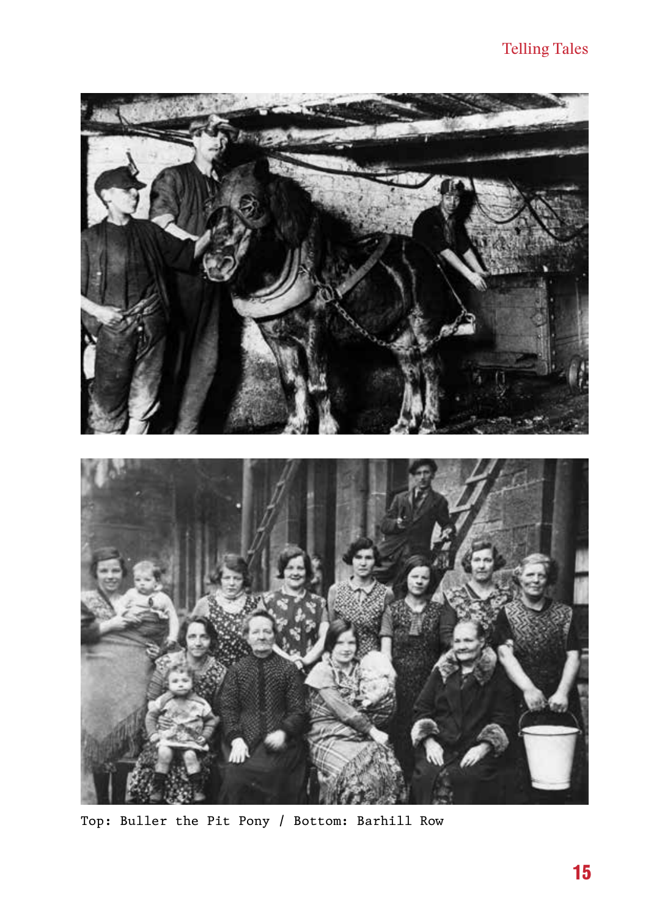Top: Buller the Pit Pony / Bottom: Barhill Row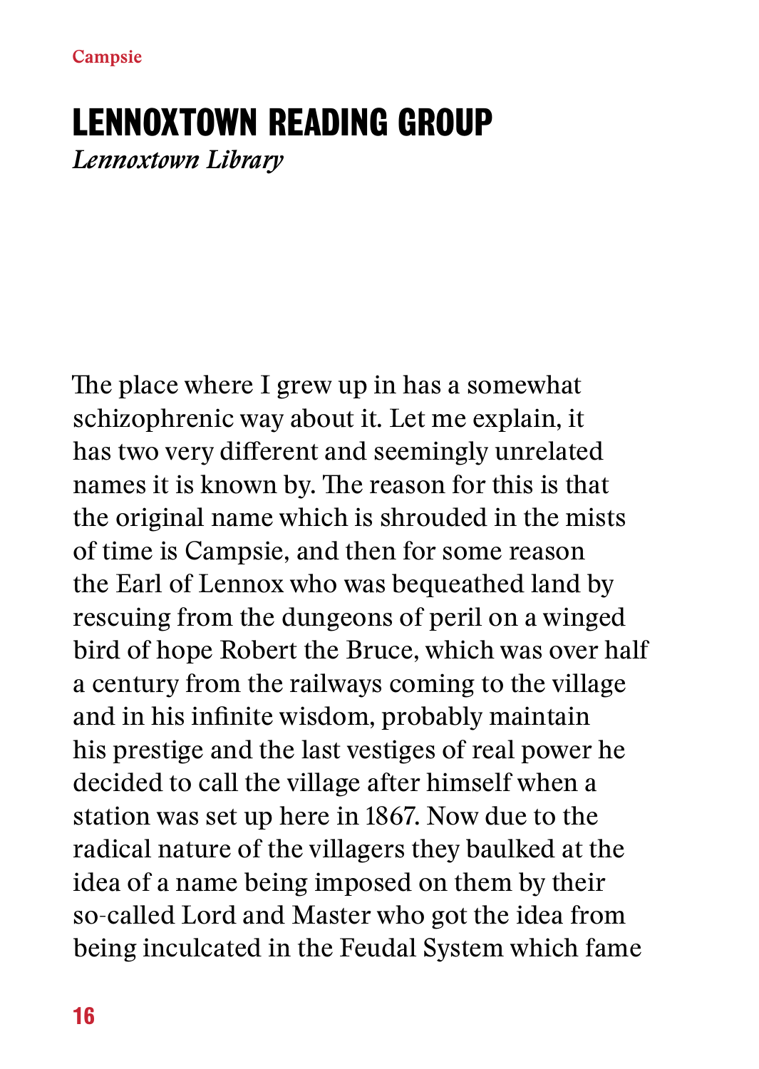# LENNOXTOWN READING GROUP

*Lennoxtown Library*

The place where I grew up in has a somewhat schizophrenic way about it. Let me explain, it has two very different and seemingly unrelated names it is known by. The reason for this is that the original name which is shrouded in the mists of time is Campsie, and then for some reason the Earl of Lennox who was bequeathed land by rescuing from the dungeons of peril on a winged bird of hope Robert the Bruce, which was over half a century from the railways coming to the village and in his infinite wisdom, probably maintain his prestige and the last vestiges of real power he decided to call the village after himself when a station was set up here in 1867. Now due to the radical nature of the villagers they baulked at the idea of a name being imposed on them by their so-called Lord and Master who got the idea from being inculcated in the Feudal System which fame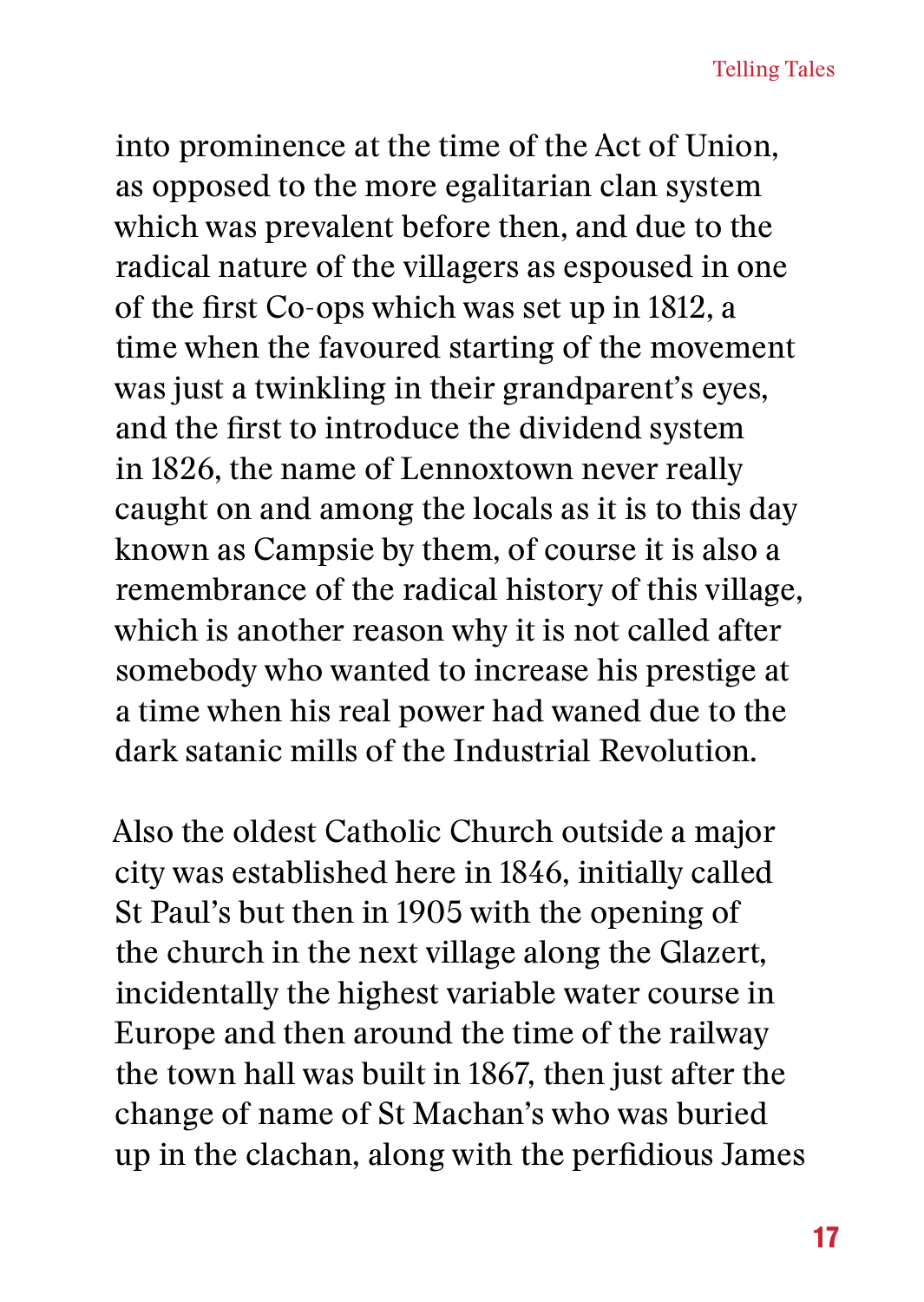into prominence at the time of the Act of Union, as opposed to the more egalitarian clan system which was prevalent before then, and due to the radical nature of the villagers as espoused in one of the first Co-ops which was set up in 1812, a time when the favoured starting of the movement was just a twinkling in their grandparent's eyes, and the first to introduce the dividend system in 1826, the name of Lennoxtown never really caught on and among the locals as it is to this day known as Campsie by them, of course it is also a remembrance of the radical history of this village, which is another reason why it is not called after somebody who wanted to increase his prestige at a time when his real power had waned due to the dark satanic mills of the Industrial Revolution.

Also the oldest Catholic Church outside a major city was established here in 1846, initially called St Paul's but then in 1905 with the opening of the church in the next village along the Glazert, incidentally the highest variable water course in Europe and then around the time of the railway the town hall was built in 1867, then just after the change of name of St Machan's who was buried up in the clachan, along with the perfidious James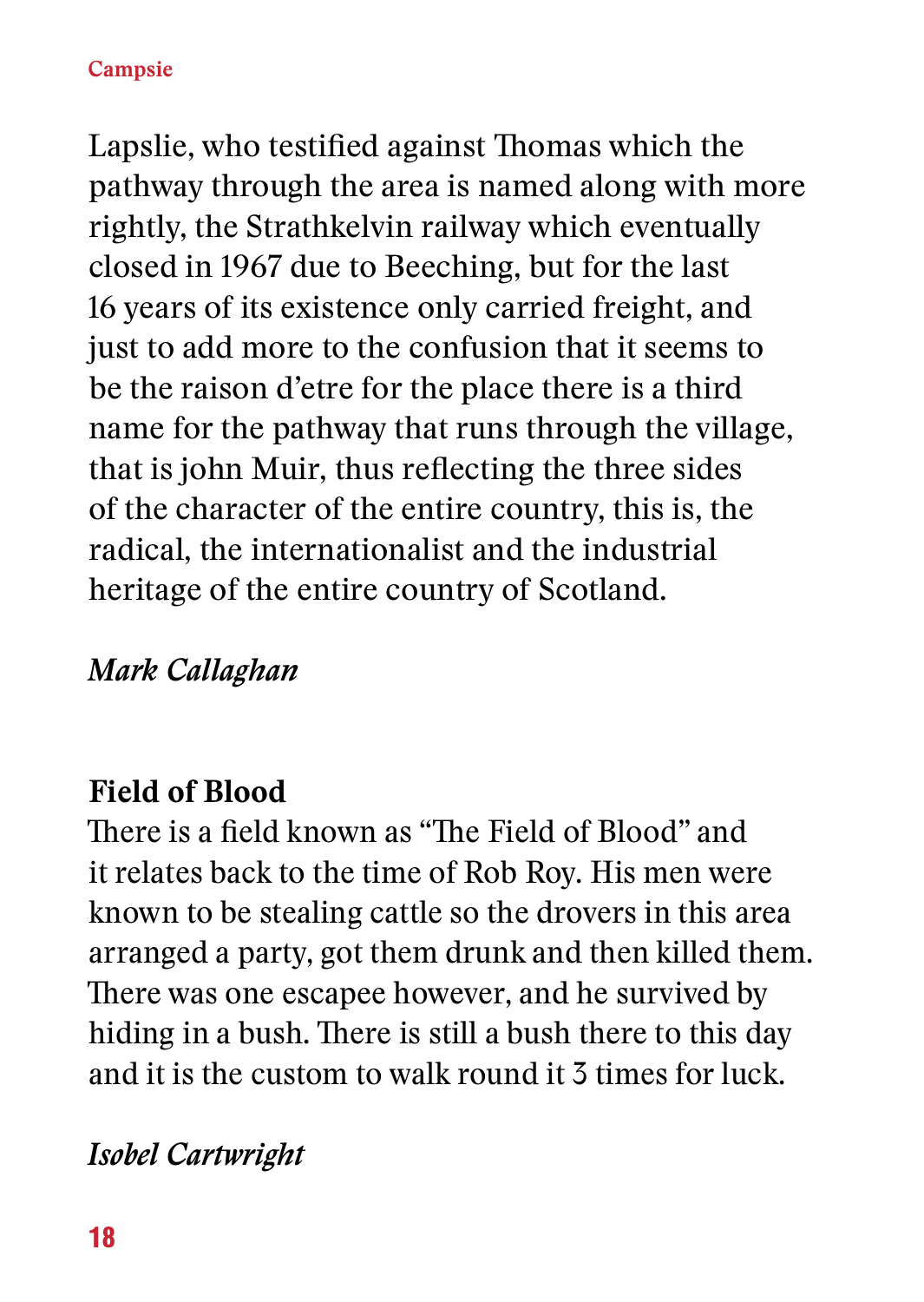Lapslie, who testified against Thomas which the pathway through the area is named along with more rightly, the Strathkelvin railway which eventually closed in 1967 due to Beeching, but for the last 16 years of its existence only carried freight, and just to add more to the confusion that it seems to be the raison d'etre for the place there is a third name for the pathway that runs through the village, that is john Muir, thus reflecting the three sides of the character of the entire country, this is, the radical, the internationalist and the industrial heritage of the entire country of Scotland.

*Mark Callaghan*

**Field of Blood**

There is a field known as "The Field of Blood" and it relates back to the time of Rob Roy. His men were known to be stealing cattle so the drovers in this area arranged a party, got them drunk and then killed them. There was one escapee however, and he survived by hiding in a bush. There is still a bush there to this day and it is the custom to walk round it 3 times for luck.

*Isobel Cartwright*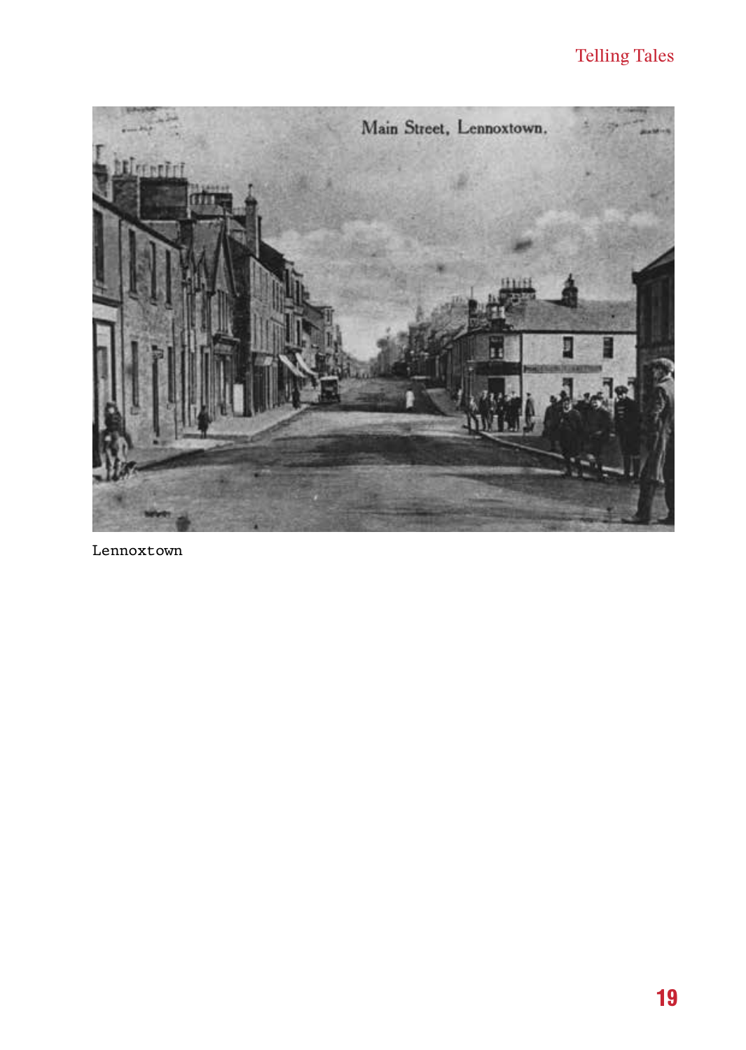Lennoxtown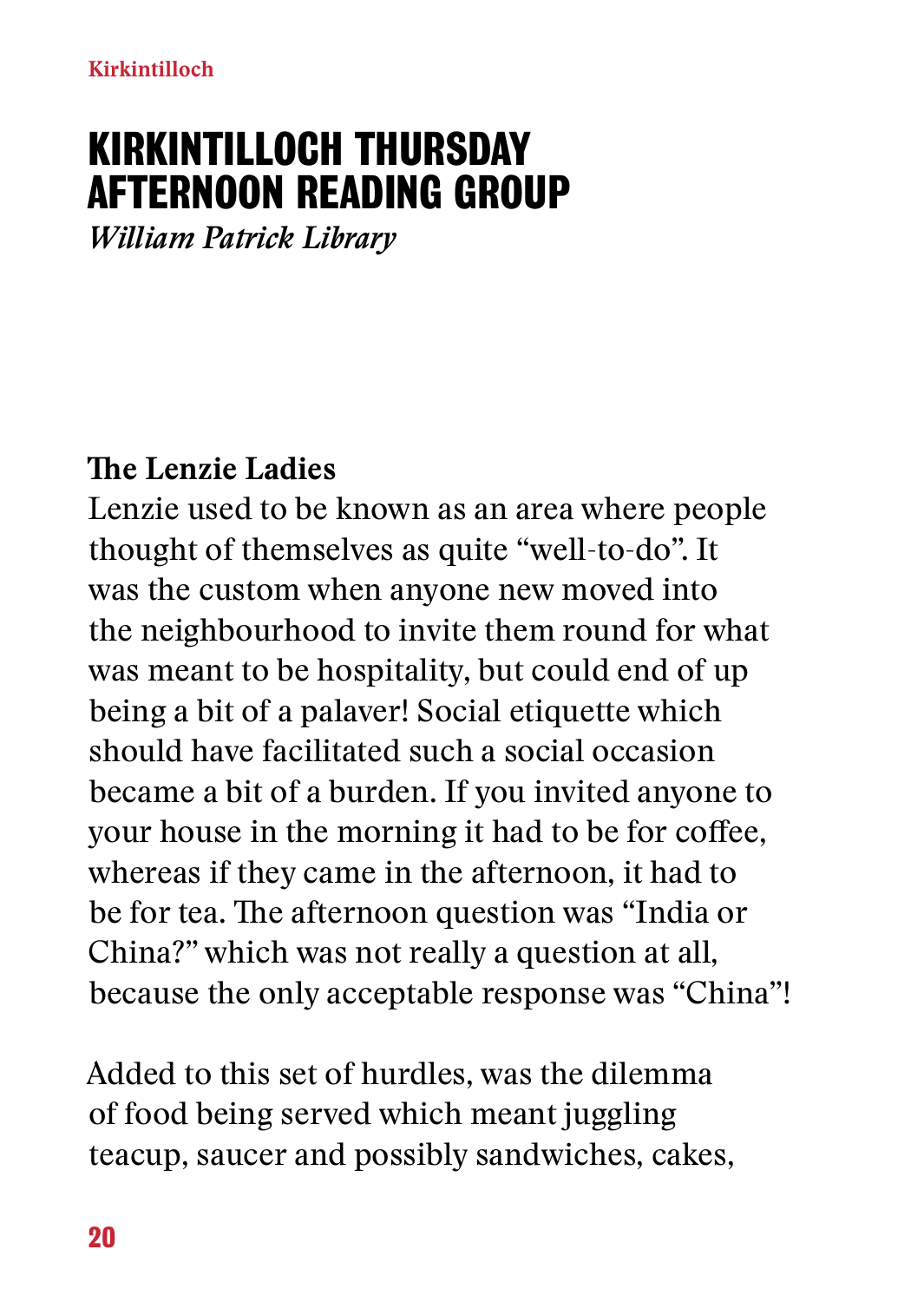# KIRKINTILLOCH THURSDAY AFTERNOON READING GROUP

*William Patrick Library*

**The Lenzie Ladies**

Lenzie used to be known as an area where people thought of themselves as quite "well-to-do". It was the custom when anyone new moved into the neighbourhood to invite them round for what was meant to be hospitality, but could end of up being a bit of a palaver! Social etiquette which should have facilitated such a social occasion became a bit of a burden. If you invited anyone to your house in the morning it had to be for coffee, whereas if they came in the afternoon, it had to be for tea. The afternoon question was "India or China?" which was not really a question at all, because the only acceptable response was "China"!

Added to this set of hurdles, was the dilemma of food being served which meant juggling teacup, saucer and possibly sandwiches, cakes,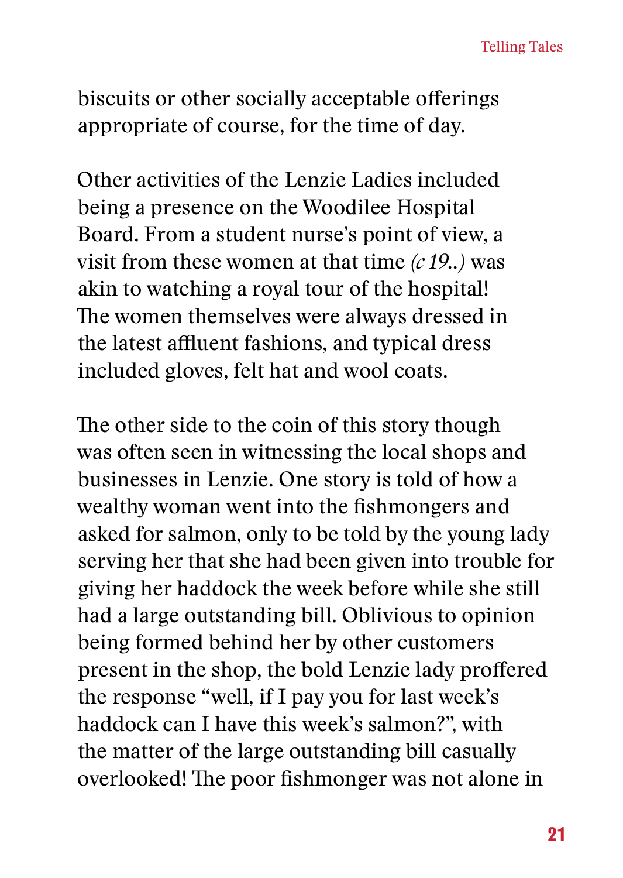biscuits or other socially acceptable offerings appropriate of course, for the time of day.

Other activities of the Lenzie Ladies included being a presence on the Woodilee Hospital Board. From a student nurse's point of view, a visit from these women at that time *(c 19..)* was akin to watching a royal tour of the hospital! The women themselves were always dressed in the latest affluent fashions, and typical dress included gloves, felt hat and wool coats.

The other side to the coin of this story though was often seen in witnessing the local shops and businesses in Lenzie. One story is told of how a wealthy woman went into the fishmongers and asked for salmon, only to be told by the young lady serving her that she had been given into trouble for giving her haddock the week before while she still had a large outstanding bill. Oblivious to opinion being formed behind her by other customers present in the shop, the bold Lenzie lady proffered the response "well, if I pay you for last week's haddock can I have this week's salmon?", with the matter of the large outstanding bill casually overlooked! The poor fishmonger was not alone in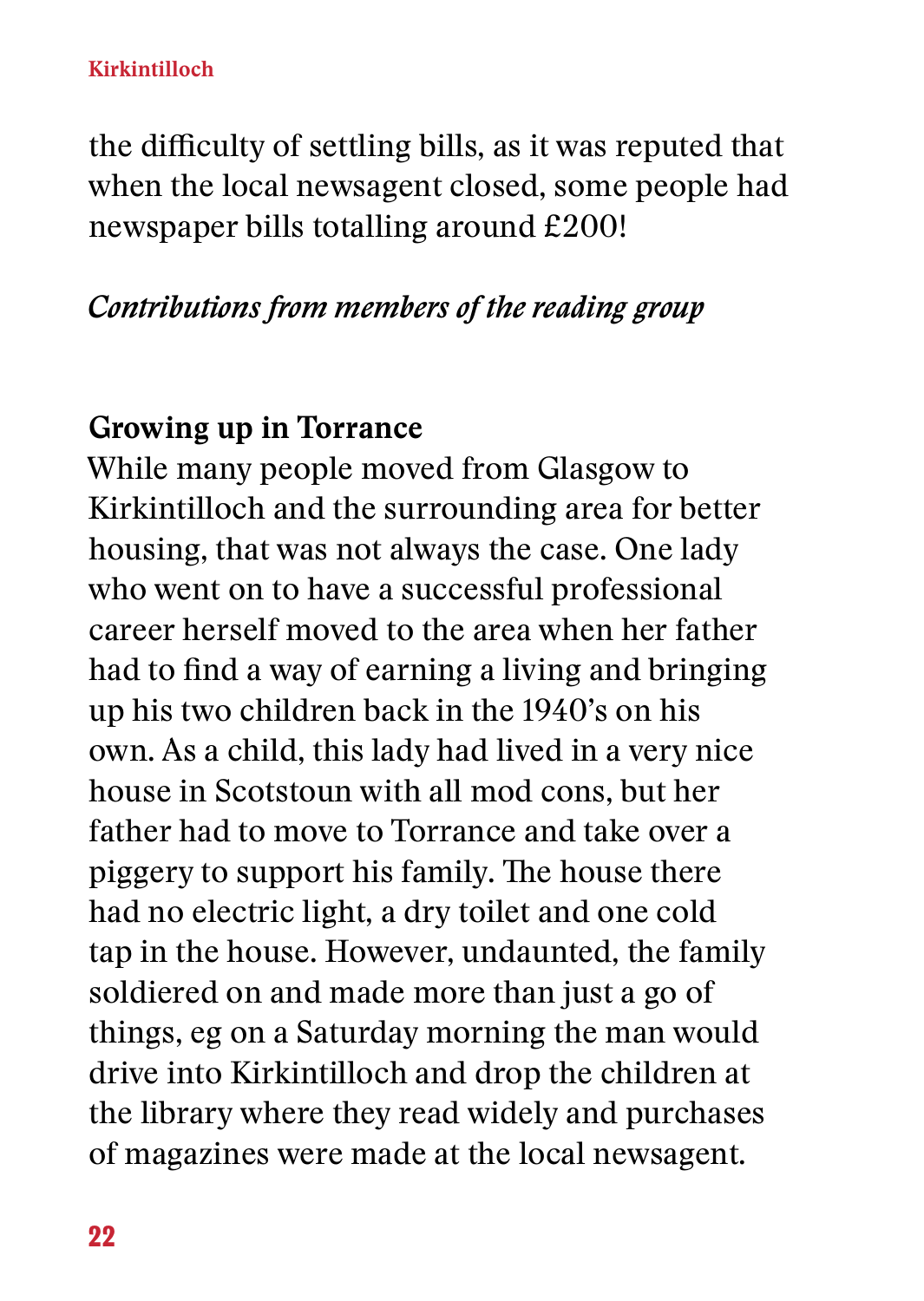the difficulty of settling bills, as it was reputed that when the local newsagent closed, some people had newspaper bills totalling around £200!

*Contributions from members of the reading group*

### Growing up in Torrance

While many people moved from Glasgow to Kirkintilloch and the surrounding area for better housing, that was not always the case. One lady who went on to have a successful professional career herself moved to the area when her father had to find a way of earning a living and bringing up his two children back in the 1940's on his own. As a child, this lady had lived in a very nice house in Scotstoun with all mod cons, but her father had to move to Torrance and take over a piggery to support his family. The house there had no electric light, a dry toilet and one cold tap in the house. However, undaunted, the family soldiered on and made more than just a go of things, eg on a Saturday morning the man would drive into Kirkintilloch and drop the children at the library where they read widely and purchases of magazines were made at the local newsagent.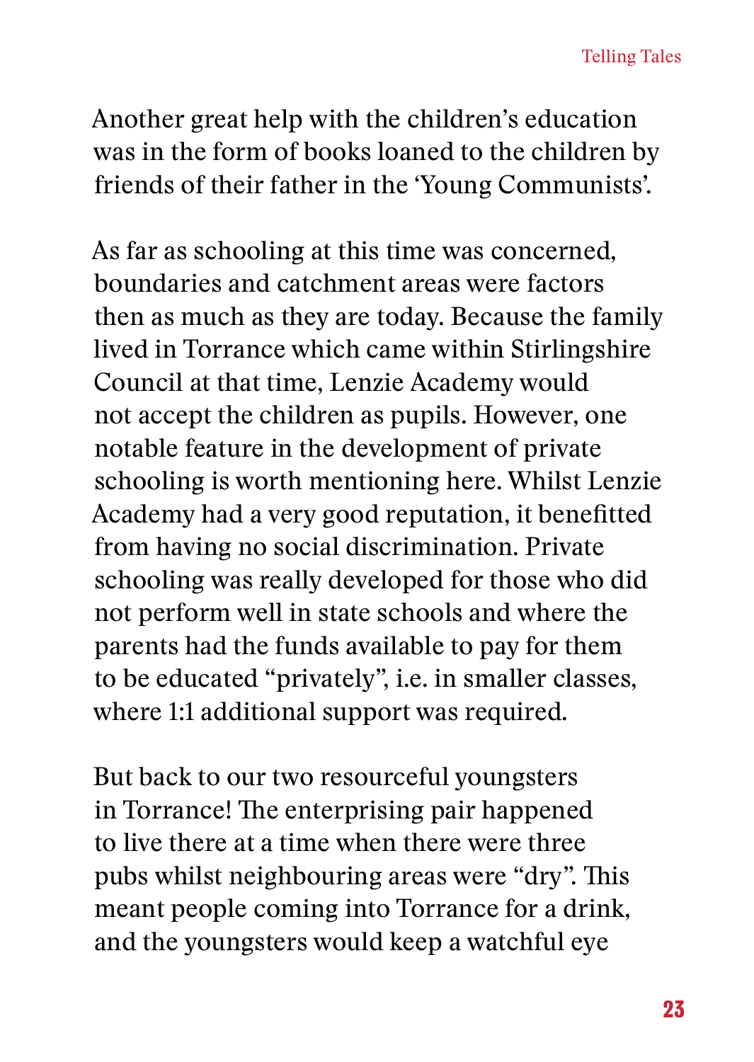Another great help with the children's education was in the form of books loaned to the children by friends of their father in the 'Young Communists'.

As far as schooling at this time was concerned, boundaries and catchment areas were factors then as much as they are today. Because the family lived in Torrance which came within Stirlingshire Council at that time, Lenzie Academy would not accept the children as pupils. However, one notable feature in the development of private schooling is worth mentioning here. Whilst Lenzie Academy had a very good reputation, it benefitted from having no social discrimination. Private schooling was really developed for those who did not perform well in state schools and where the parents had the funds available to pay for them to be educated "privately", i.e. in smaller classes, where 1:1 additional support was required.

But back to our two resourceful youngsters in Torrance! The enterprising pair happened to live there at a time when there were three pubs whilst neighbouring areas were "dry". This meant people coming into Torrance for a drink, and the youngsters would keep a watchful eye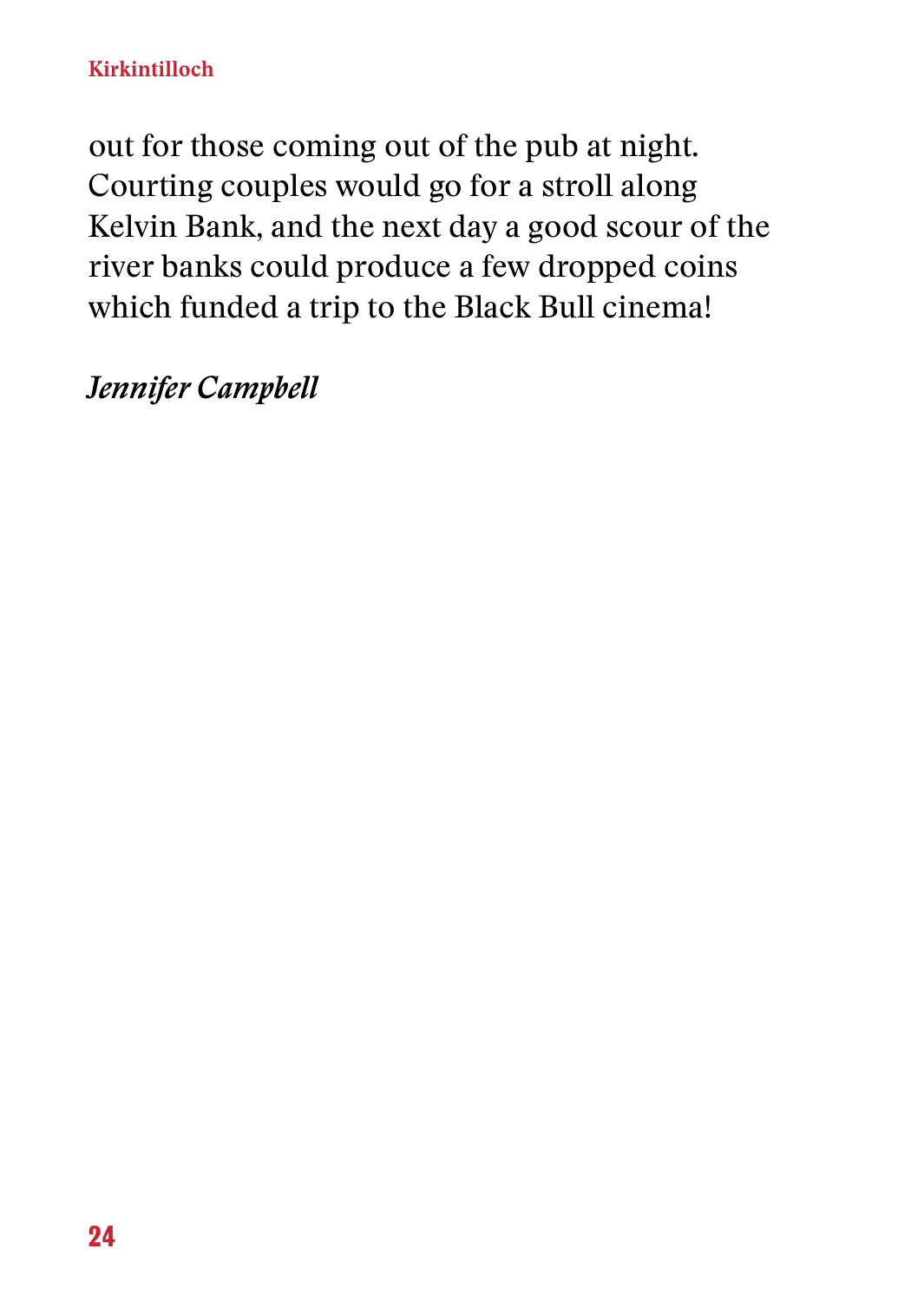out for those coming out of the pub at night. Courting couples would go for a stroll along Kelvin Bank, and the next day a good scour of the river banks could produce a few dropped coins which funded a trip to the Black Bull cinema!

*Jennifer Campbell*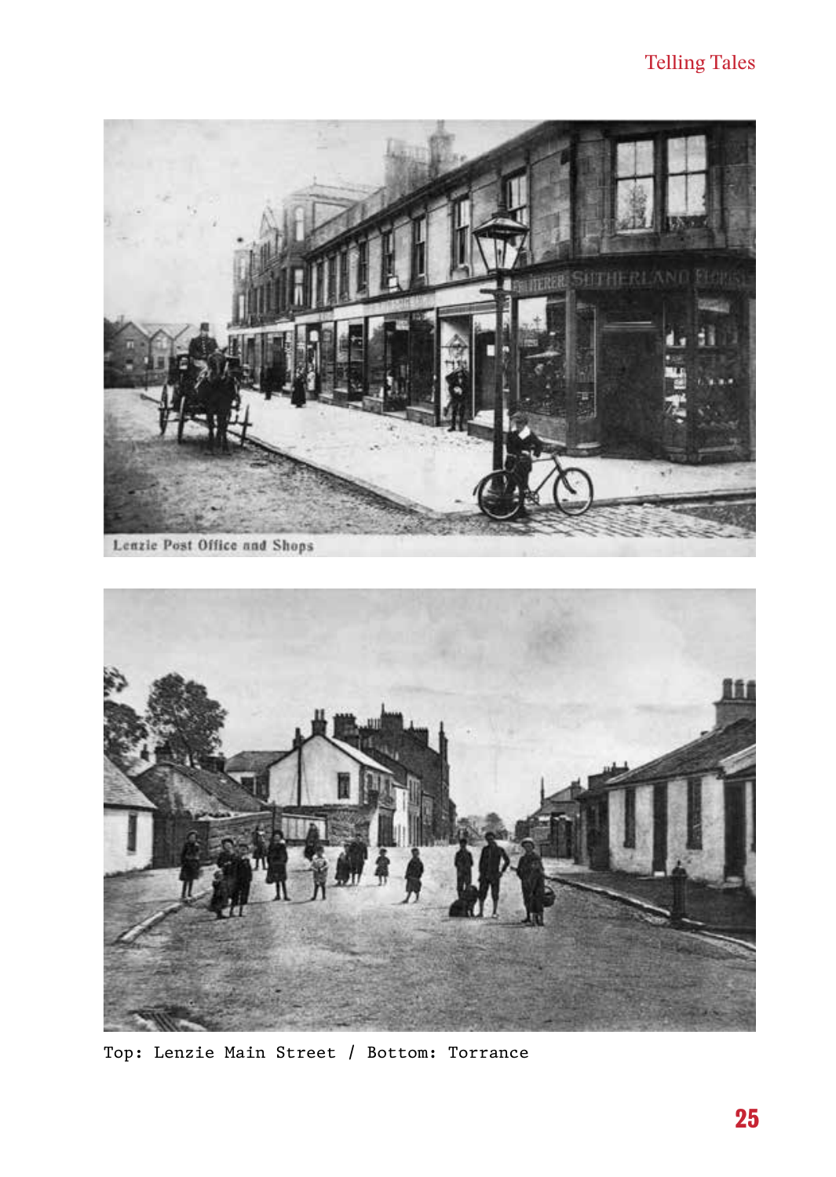Top: Lenzie Main Street / Bottom: Torrance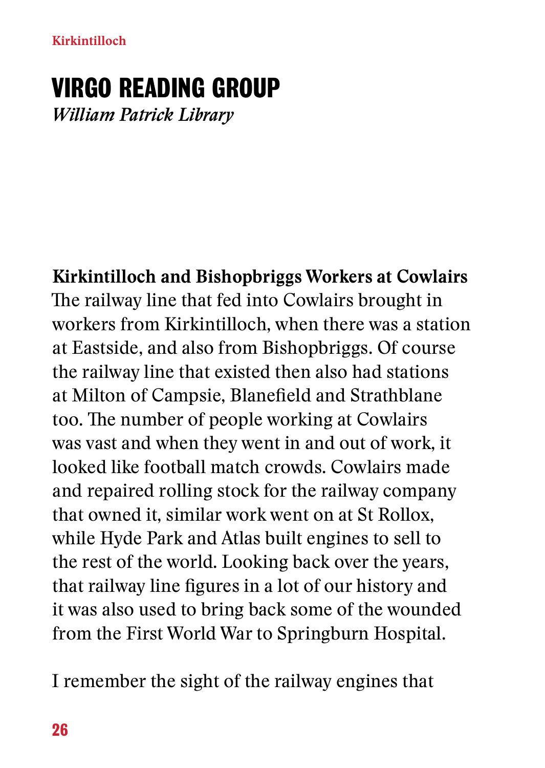# VIRGO READING GROUP

*William Patrick Library*

**Kirkintilloch and Bishopbriggs Workers at Cowlairs**
The railway line that fed into Cowlairs brought in workers from Kirkintilloch, when there was a station at Eastside, and also from Bishopbriggs. Of course the railway line that existed then also had stations at Milton of Campsie, Blanefield and Strathblane too. The number of people working at Cowlairs was vast and when they went in and out of work, it looked like football match crowds. Cowlairs made and repaired rolling stock for the railway company that owned it, similar work went on at St Rollox, while Hyde Park and Atlas built engines to sell to the rest of the world. Looking back over the years, that railway line figures in a lot of our history and it was also used to bring back some of the wounded from the First World War to Springburn Hospital.

I remember the sight of the railway engines that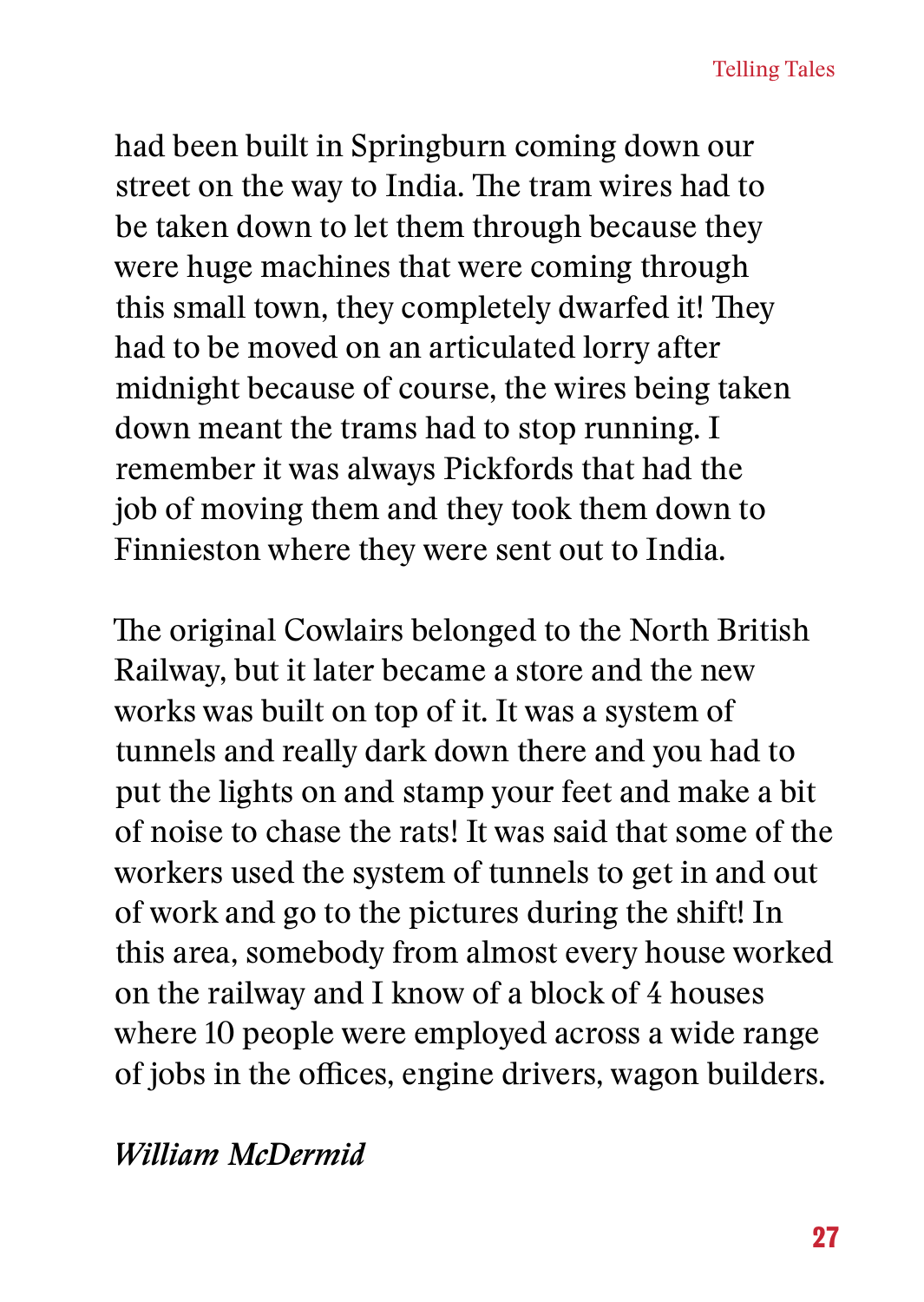had been built in Springburn coming down our street on the way to India. The tram wires had to be taken down to let them through because they were huge machines that were coming through this small town, they completely dwarfed it! They had to be moved on an articulated lorry after midnight because of course, the wires being taken down meant the trams had to stop running. I remember it was always Pickfords that had the job of moving them and they took them down to Finnieston where they were sent out to India.

The original Cowlairs belonged to the North British Railway, but it later became a store and the new works was built on top of it. It was a system of tunnels and really dark down there and you had to put the lights on and stamp your feet and make a bit of noise to chase the rats! It was said that some of the workers used the system of tunnels to get in and out of work and go to the pictures during the shift! In this area, somebody from almost every house worked on the railway and I know of a block of 4 houses where 10 people were employed across a wide range of jobs in the offices, engine drivers, wagon builders.

*William McDermid*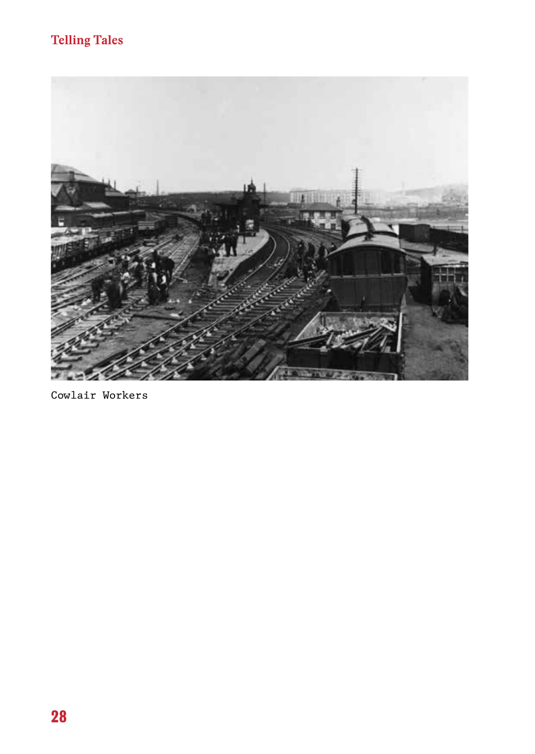Cowlair Workers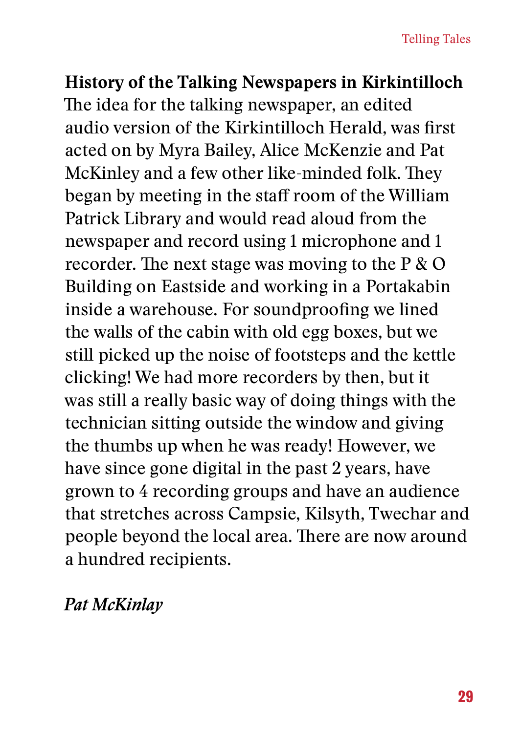**History of the Talking Newspapers in Kirkintilloch**
The idea for the talking newspaper, an edited audio version of the Kirkintilloch Herald, was first acted on by Myra Bailey, Alice McKenzie and Pat McKinley and a few other like-minded folk. They began by meeting in the staff room of the William Patrick Library and would read aloud from the newspaper and record using 1 microphone and 1 recorder. The next stage was moving to the P & O Building on Eastside and working in a Portakabin inside a warehouse. For soundproofing we lined the walls of the cabin with old egg boxes, but we still picked up the noise of footsteps and the kettle clicking! We had more recorders by then, but it was still a really basic way of doing things with the technician sitting outside the window and giving the thumbs up when he was ready! However, we have since gone digital in the past 2 years, have grown to 4 recording groups and have an audience that stretches across Campsie, Kilsyth, Twechar and people beyond the local area. There are now around a hundred recipients.

*Pat McKinlay*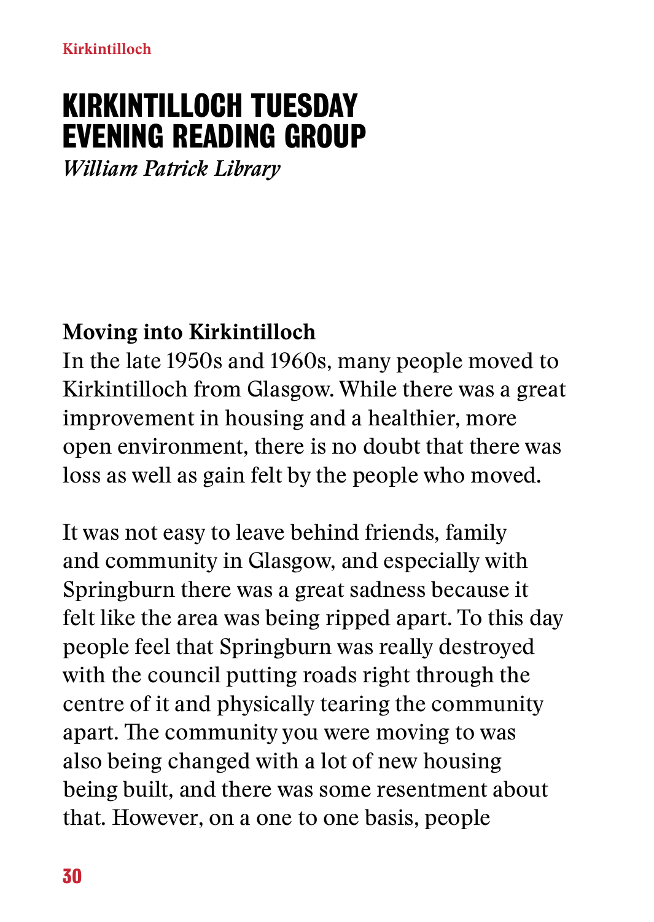# KIRKINTILLOCH TUESDAY EVENING READING GROUP

*William Patrick Library*

**Moving into Kirkintilloch**

In the late 1950s and 1960s, many people moved to Kirkintilloch from Glasgow. While there was a great improvement in housing and a healthier, more open environment, there is no doubt that there was loss as well as gain felt by the people who moved.

It was not easy to leave behind friends, family and community in Glasgow, and especially with Springburn there was a great sadness because it felt like the area was being ripped apart. To this day people feel that Springburn was really destroyed with the council putting roads right through the centre of it and physically tearing the community apart. The community you were moving to was also being changed with a lot of new housing being built, and there was some resentment about that. However, on a one to one basis, people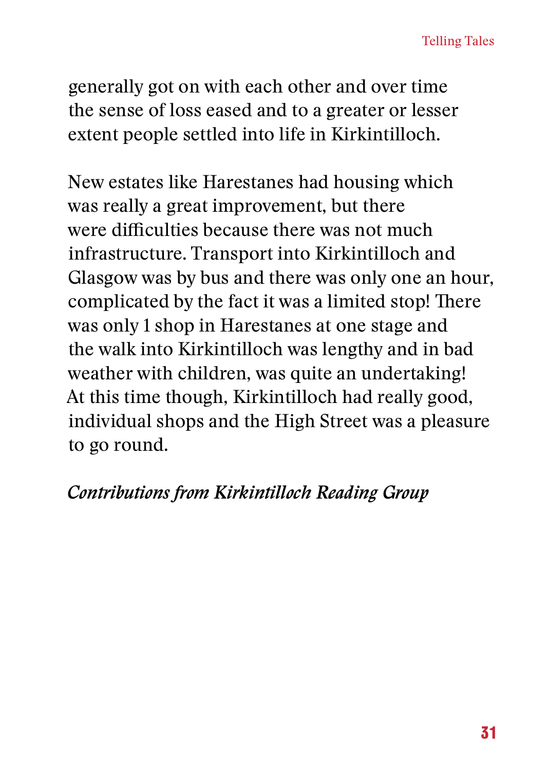generally got on with each other and over time the sense of loss eased and to a greater or lesser extent people settled into life in Kirkintilloch.

New estates like Harestanes had housing which was really a great improvement, but there were difficulties because there was not much infrastructure. Transport into Kirkintilloch and Glasgow was by bus and there was only one an hour, complicated by the fact it was a limited stop! There was only 1 shop in Harestanes at one stage and the walk into Kirkintilloch was lengthy and in bad weather with children, was quite an undertaking! At this time though, Kirkintilloch had really good, individual shops and the High Street was a pleasure to go round.

***Contributions from Kirkintilloch Reading Group***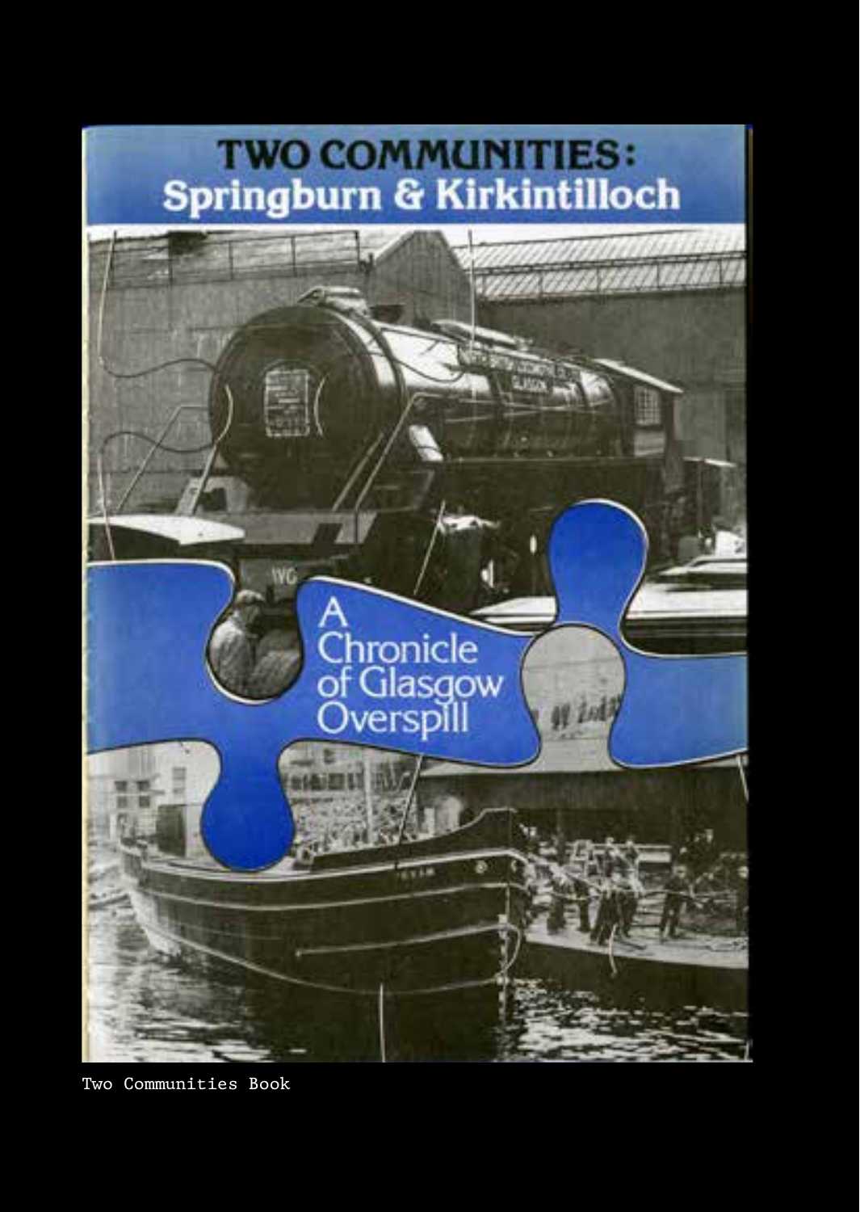# TWO COMMUNITIES:
## Springburn & Kirkintilloch

A Chronicle of Glasgow Overspill

Two Communities Book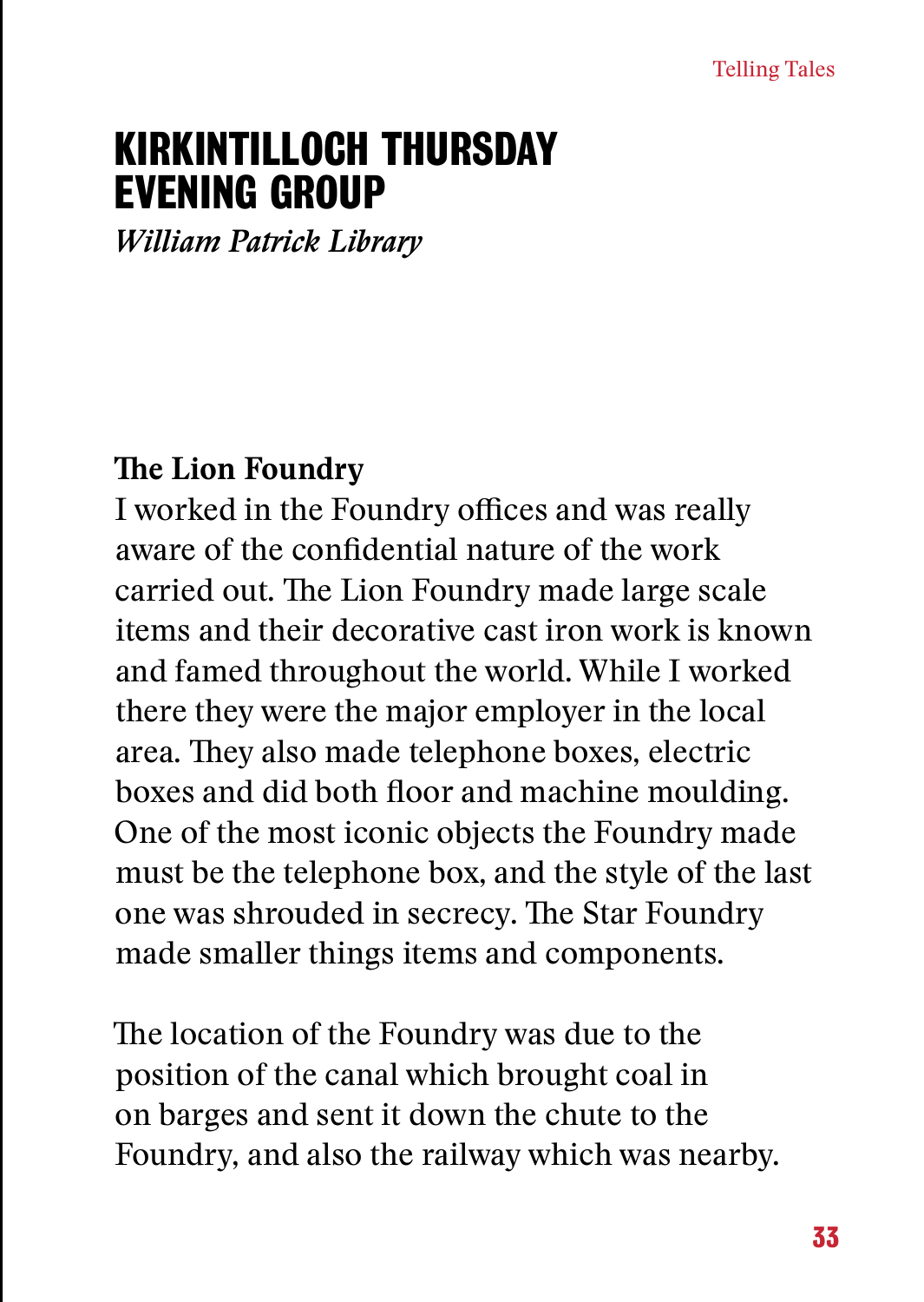# KIRKINTILLOCH THURSDAY EVENING GROUP

*William Patrick Library*

**The Lion Foundry**

I worked in the Foundry offices and was really aware of the confidential nature of the work carried out. The Lion Foundry made large scale items and their decorative cast iron work is known and famed throughout the world. While I worked there they were the major employer in the local area. They also made telephone boxes, electric boxes and did both floor and machine moulding. One of the most iconic objects the Foundry made must be the telephone box, and the style of the last one was shrouded in secrecy. The Star Foundry made smaller things items and components.

The location of the Foundry was due to the position of the canal which brought coal in on barges and sent it down the chute to the Foundry, and also the railway which was nearby.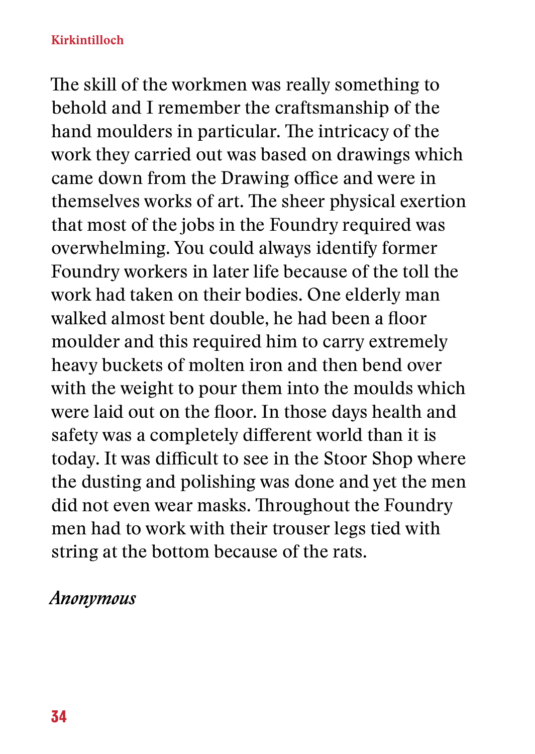The skill of the workmen was really something to behold and I remember the craftsmanship of the hand moulders in particular. The intricacy of the work they carried out was based on drawings which came down from the Drawing office and were in themselves works of art. The sheer physical exertion that most of the jobs in the Foundry required was overwhelming. You could always identify former Foundry workers in later life because of the toll the work had taken on their bodies. One elderly man walked almost bent double, he had been a floor moulder and this required him to carry extremely heavy buckets of molten iron and then bend over with the weight to pour them into the moulds which were laid out on the floor. In those days health and safety was a completely different world than it is today. It was difficult to see in the Stoor Shop where the dusting and polishing was done and yet the men did not even wear masks. Throughout the Foundry men had to work with their trouser legs tied with string at the bottom because of the rats.

*Anonymous*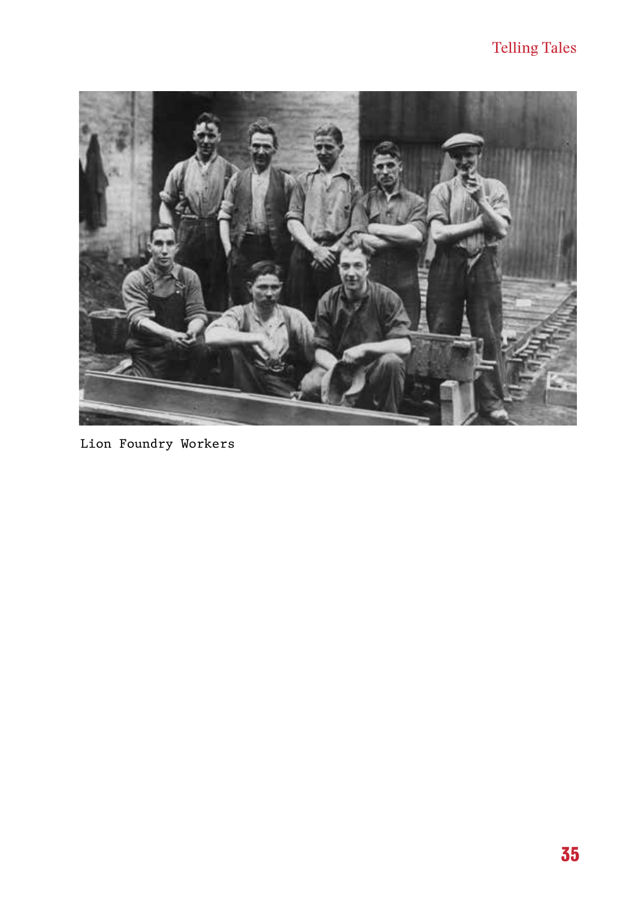Lion Foundry Workers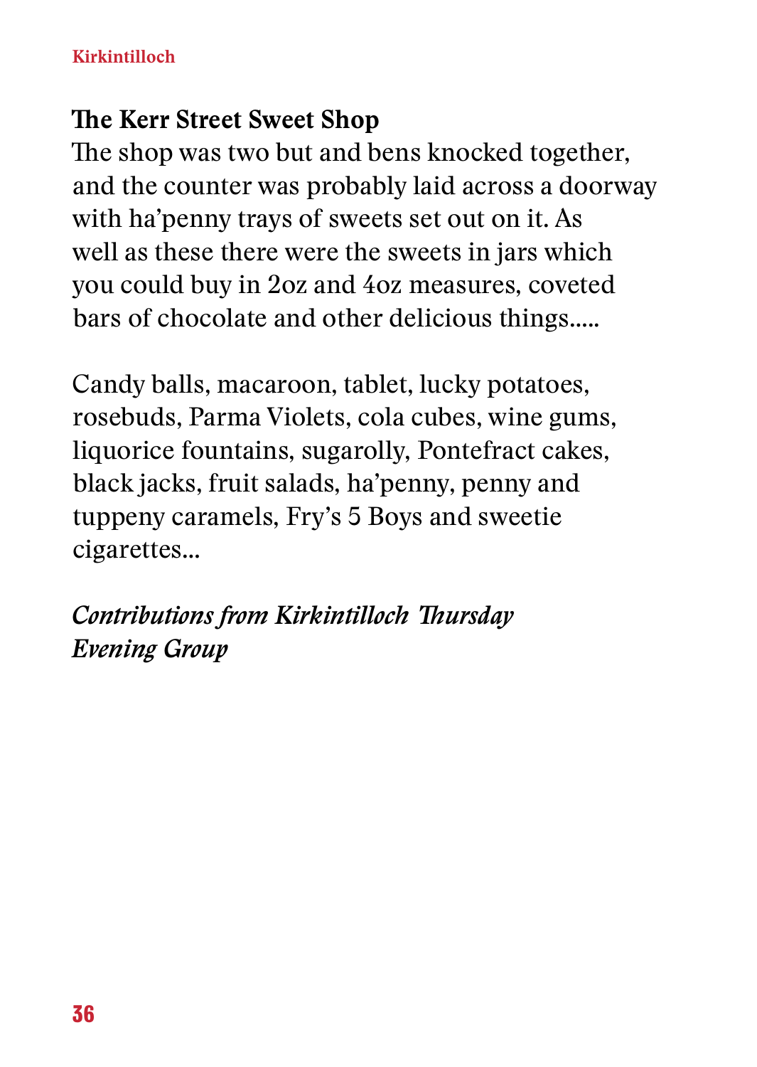## The Kerr Street Sweet Shop

The shop was two but and bens knocked together, and the counter was probably laid across a doorway with ha'penny trays of sweets set out on it. As well as these there were the sweets in jars which you could buy in 2oz and 4oz measures, coveted bars of chocolate and other delicious things.....

Candy balls, macaroon, tablet, lucky potatoes, rosebuds, Parma Violets, cola cubes, wine gums, liquorice fountains, sugarolly, Pontefract cakes, black jacks, fruit salads, ha'penny, penny and tuppeny caramels, Fry's 5 Boys and sweetie cigarettes...

*Contributions from Kirkintilloch Thursday Evening Group*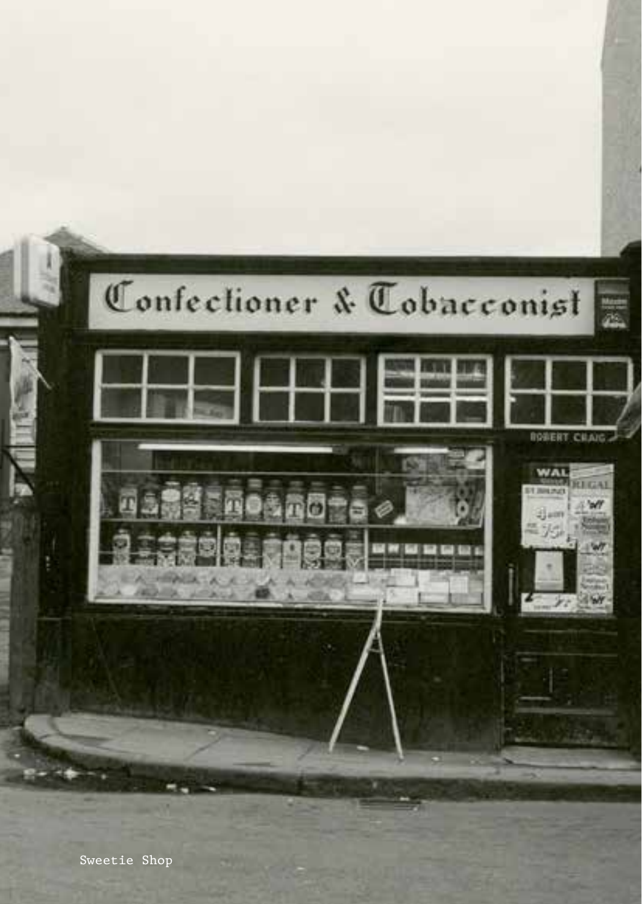Sweetie Shop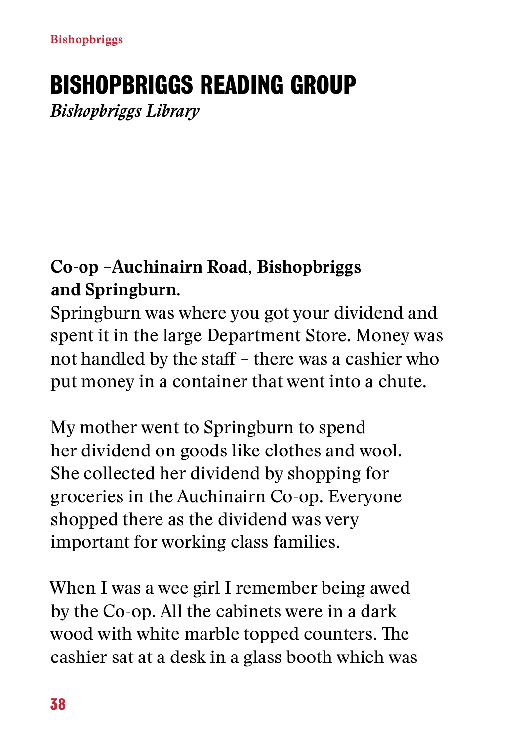# BISHOPBRIGGS READING GROUP

*Bishopbriggs Library*

**Co-op –Auchinairn Road, Bishopbriggs and Springburn.**

Springburn was where you got your dividend and spent it in the large Department Store. Money was not handled by the staff – there was a cashier who put money in a container that went into a chute.

My mother went to Springburn to spend her dividend on goods like clothes and wool. She collected her dividend by shopping for groceries in the Auchinairn Co-op. Everyone shopped there as the dividend was very important for working class families.

When I was a wee girl I remember being awed by the Co-op. All the cabinets were in a dark wood with white marble topped counters. The cashier sat at a desk in a glass booth which was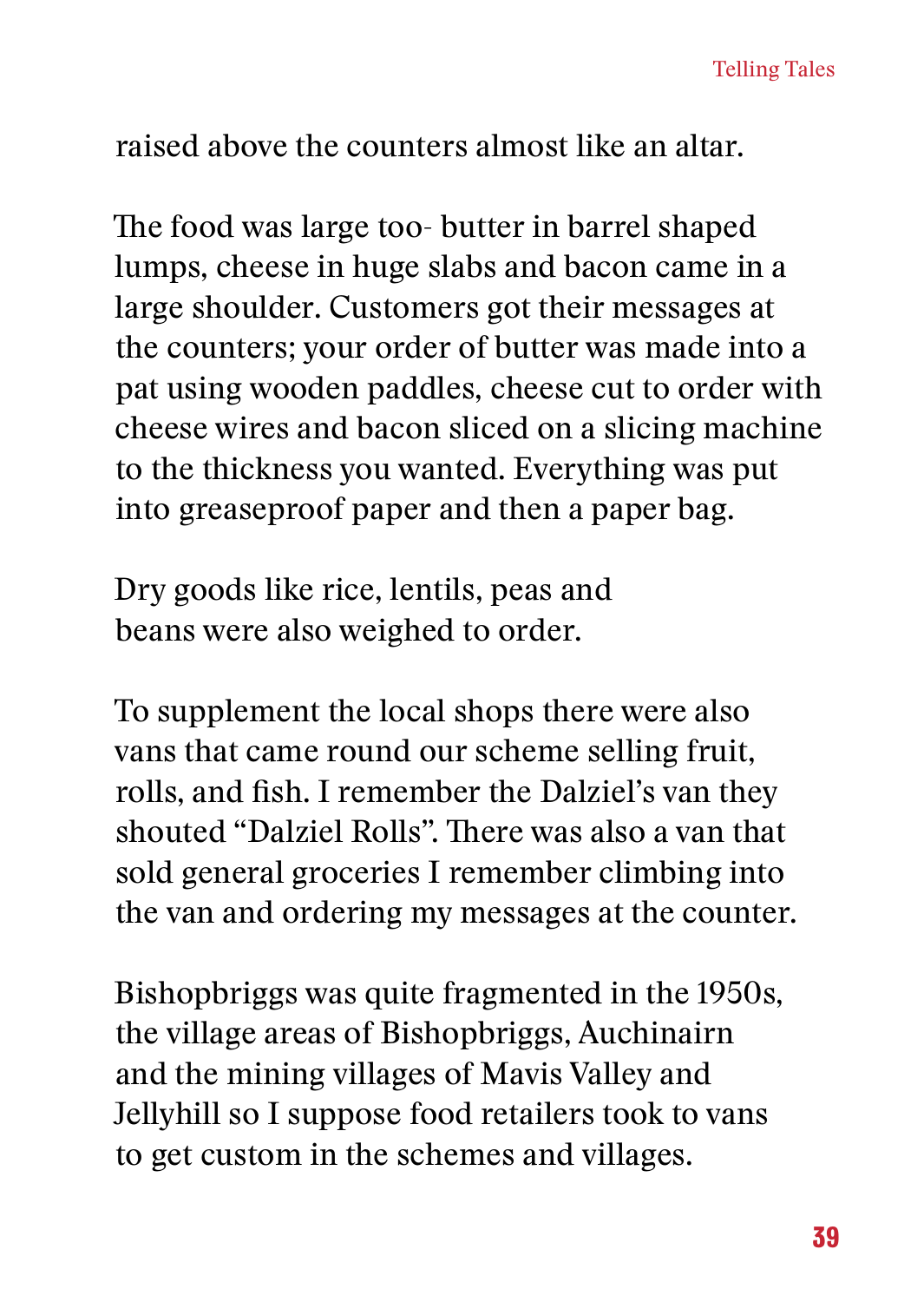raised above the counters almost like an altar.

The food was large too- butter in barrel shaped lumps, cheese in huge slabs and bacon came in a large shoulder. Customers got their messages at the counters; your order of butter was made into a pat using wooden paddles, cheese cut to order with cheese wires and bacon sliced on a slicing machine to the thickness you wanted. Everything was put into greaseproof paper and then a paper bag.

Dry goods like rice, lentils, peas and beans were also weighed to order.

To supplement the local shops there were also vans that came round our scheme selling fruit, rolls, and fish. I remember the Dalziel's van they shouted "Dalziel Rolls". There was also a van that sold general groceries I remember climbing into the van and ordering my messages at the counter.

Bishopbriggs was quite fragmented in the 1950s, the village areas of Bishopbriggs, Auchinairn and the mining villages of Mavis Valley and Jellyhill so I suppose food retailers took to vans to get custom in the schemes and villages.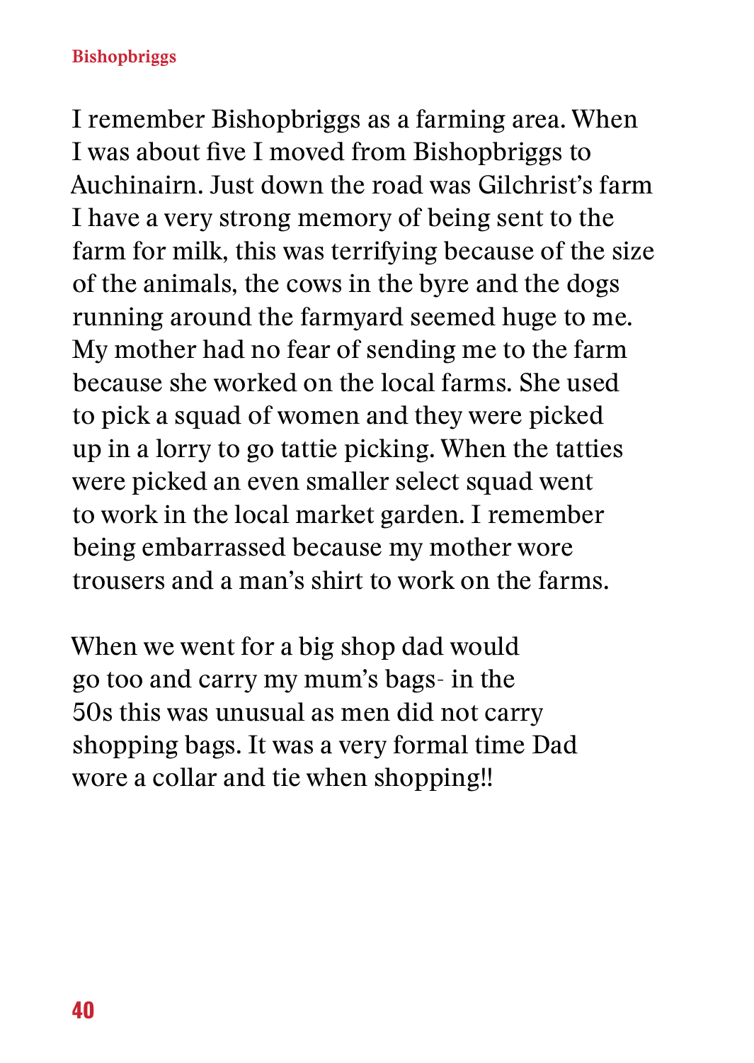## Bishopbriggs

I remember Bishopbriggs as a farming area. When I was about five I moved from Bishopbriggs to Auchinairn. Just down the road was Gilchrist's farm I have a very strong memory of being sent to the farm for milk, this was terrifying because of the size of the animals, the cows in the byre and the dogs running around the farmyard seemed huge to me. My mother had no fear of sending me to the farm because she worked on the local farms. She used to pick a squad of women and they were picked up in a lorry to go tattie picking. When the tatties were picked an even smaller select squad went to work in the local market garden. I remember being embarrassed because my mother wore trousers and a man's shirt to work on the farms.

When we went for a big shop dad would go too and carry my mum's bags- in the 50s this was unusual as men did not carry shopping bags. It was a very formal time Dad wore a collar and tie when shopping!!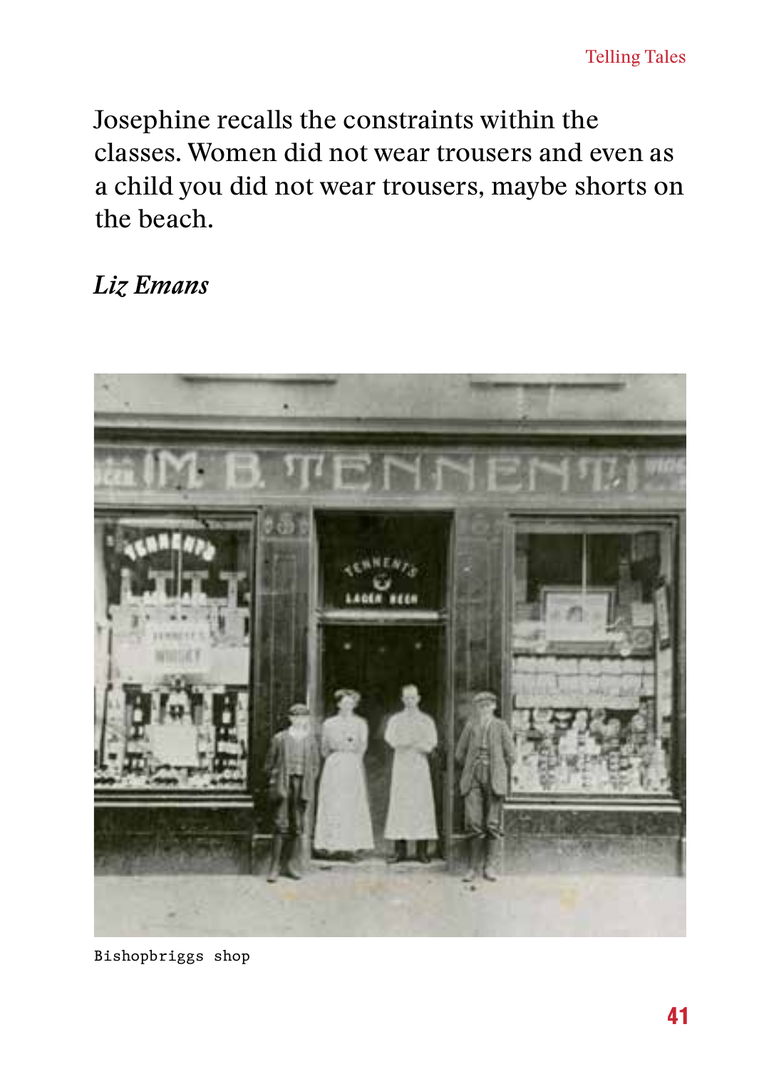Josephine recalls the constraints within the classes. Women did not wear trousers and even as a child you did not wear trousers, maybe shorts on the beach.

*Liz Emans*

Bishopbriggs shop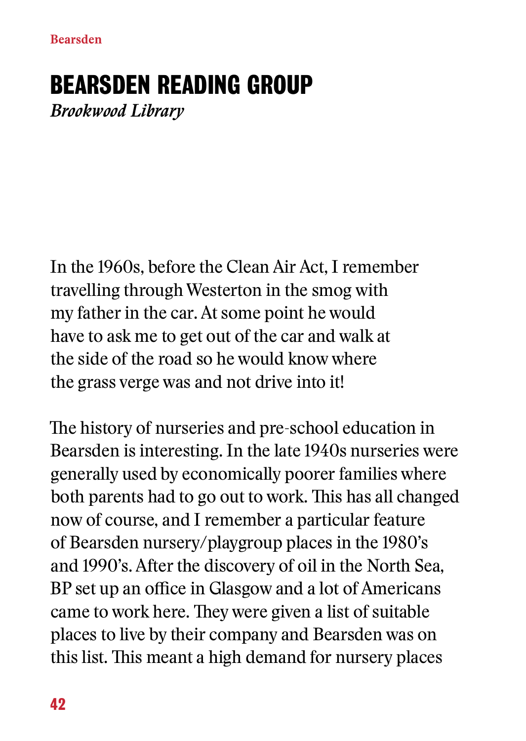# BEARSDEN READING GROUP

*Brookwood Library*

In the 1960s, before the Clean Air Act, I remember travelling through Westerton in the smog with my father in the car. At some point he would have to ask me to get out of the car and walk at the side of the road so he would know where the grass verge was and not drive into it!

The history of nurseries and pre-school education in Bearsden is interesting. In the late 1940s nurseries were generally used by economically poorer families where both parents had to go out to work. This has all changed now of course, and I remember a particular feature of Bearsden nursery/playgroup places in the 1980's and 1990's. After the discovery of oil in the North Sea, BP set up an office in Glasgow and a lot of Americans came to work here. They were given a list of suitable places to live by their company and Bearsden was on this list. This meant a high demand for nursery places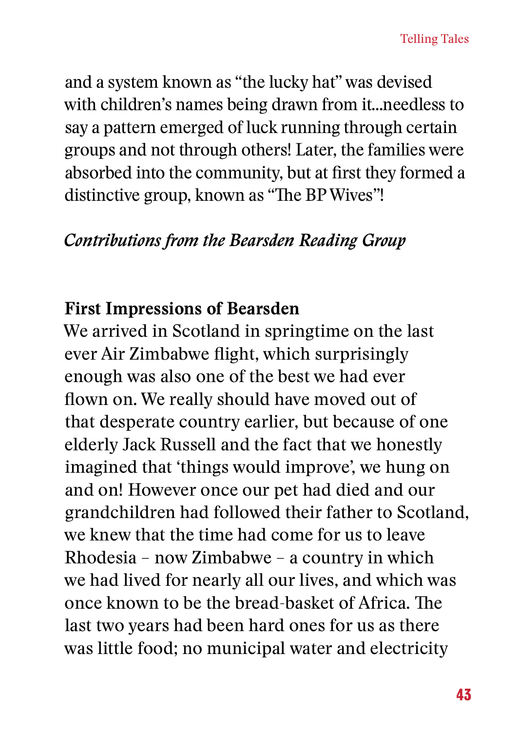and a system known as "the lucky hat" was devised with children's names being drawn from it...needless to say a pattern emerged of luck running through certain groups and not through others! Later, the families were absorbed into the community, but at first they formed a distinctive group, known as "The BP Wives"!

*Contributions from the Bearsden Reading Group*

**First Impressions of Bearsden**

We arrived in Scotland in springtime on the last ever Air Zimbabwe flight, which surprisingly enough was also one of the best we had ever flown on. We really should have moved out of that desperate country earlier, but because of one elderly Jack Russell and the fact that we honestly imagined that 'things would improve', we hung on and on! However once our pet had died and our grandchildren had followed their father to Scotland, we knew that the time had come for us to leave Rhodesia – now Zimbabwe – a country in which we had lived for nearly all our lives, and which was once known to be the bread-basket of Africa. The last two years had been hard ones for us as there was little food; no municipal water and electricity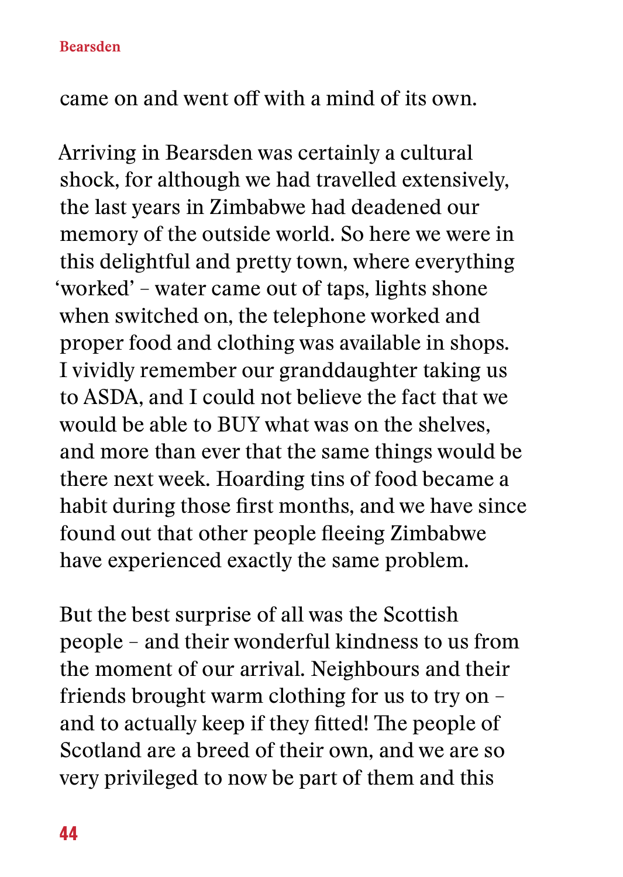came on and went off with a mind of its own.

Arriving in Bearsden was certainly a cultural shock, for although we had travelled extensively, the last years in Zimbabwe had deadened our memory of the outside world. So here we were in this delightful and pretty town, where everything 'worked' – water came out of taps, lights shone when switched on, the telephone worked and proper food and clothing was available in shops. I vividly remember our granddaughter taking us to ASDA, and I could not believe the fact that we would be able to BUY what was on the shelves, and more than ever that the same things would be there next week. Hoarding tins of food became a habit during those first months, and we have since found out that other people fleeing Zimbabwe have experienced exactly the same problem.

But the best surprise of all was the Scottish people – and their wonderful kindness to us from the moment of our arrival. Neighbours and their friends brought warm clothing for us to try on – and to actually keep if they fitted! The people of Scotland are a breed of their own, and we are so very privileged to now be part of them and this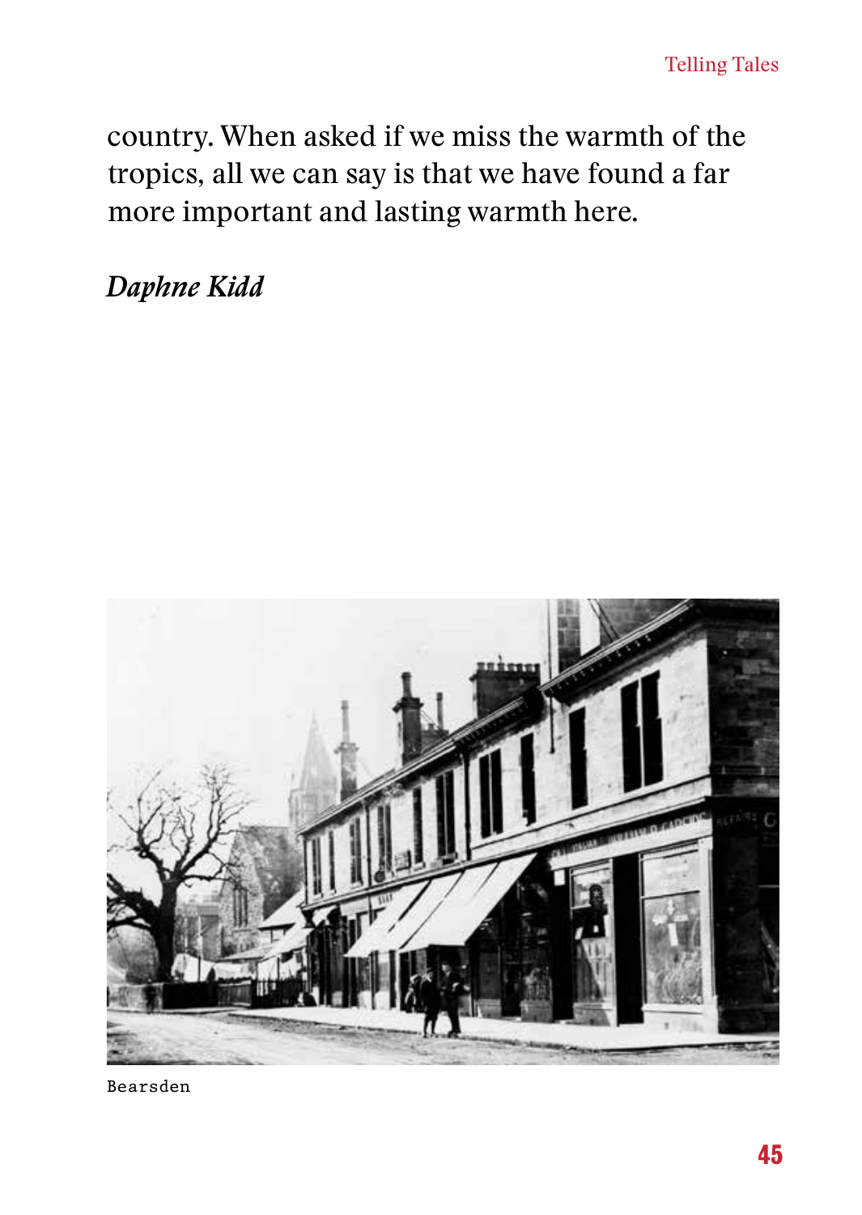country. When asked if we miss the warmth of the tropics, all we can say is that we have found a far more important and lasting warmth here.

*Daphne Kidd*

Bearsden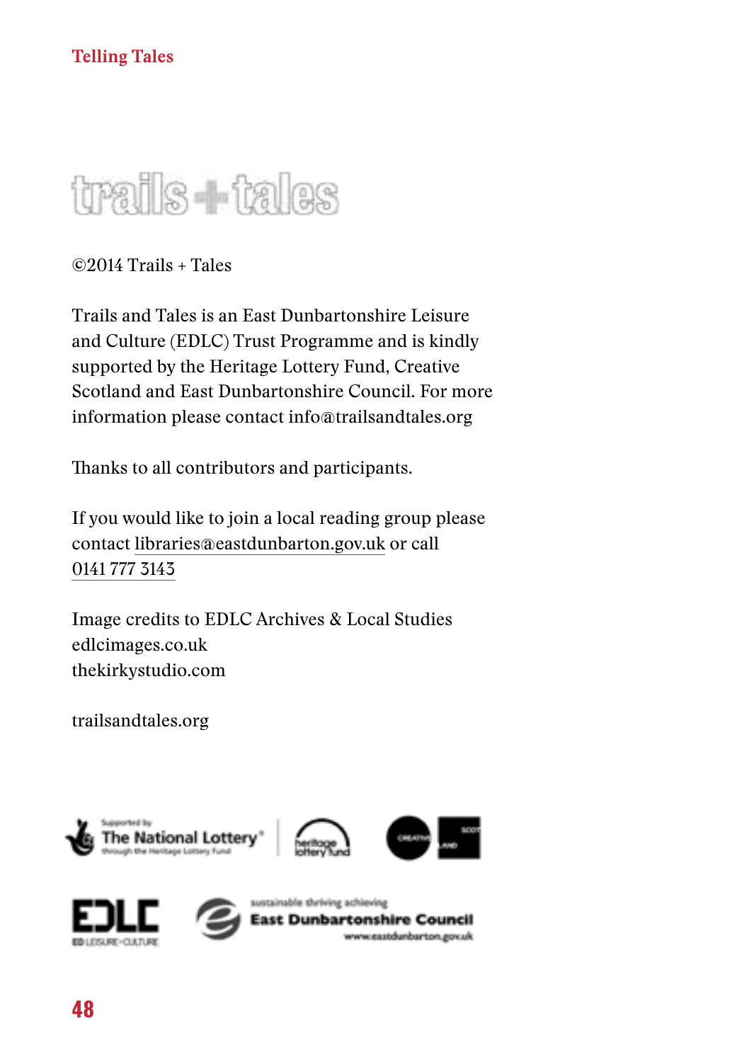©2014 Trails + Tales

Trails and Tales is an East Dunbartonshire Leisure and Culture (EDLC) Trust Programme and is kindly supported by the Heritage Lottery Fund, Creative Scotland and East Dunbartonshire Council. For more information please contact info@trailsandtales.org

Thanks to all contributors and participants.

If you would like to join a local reading group please contact libraries@eastdunbarton.gov.uk or call 0141 777 3143

Image credits to EDLC Archives & Local Studies
edlcimages.co.uk
thekirkystudio.com

trailsandtales.org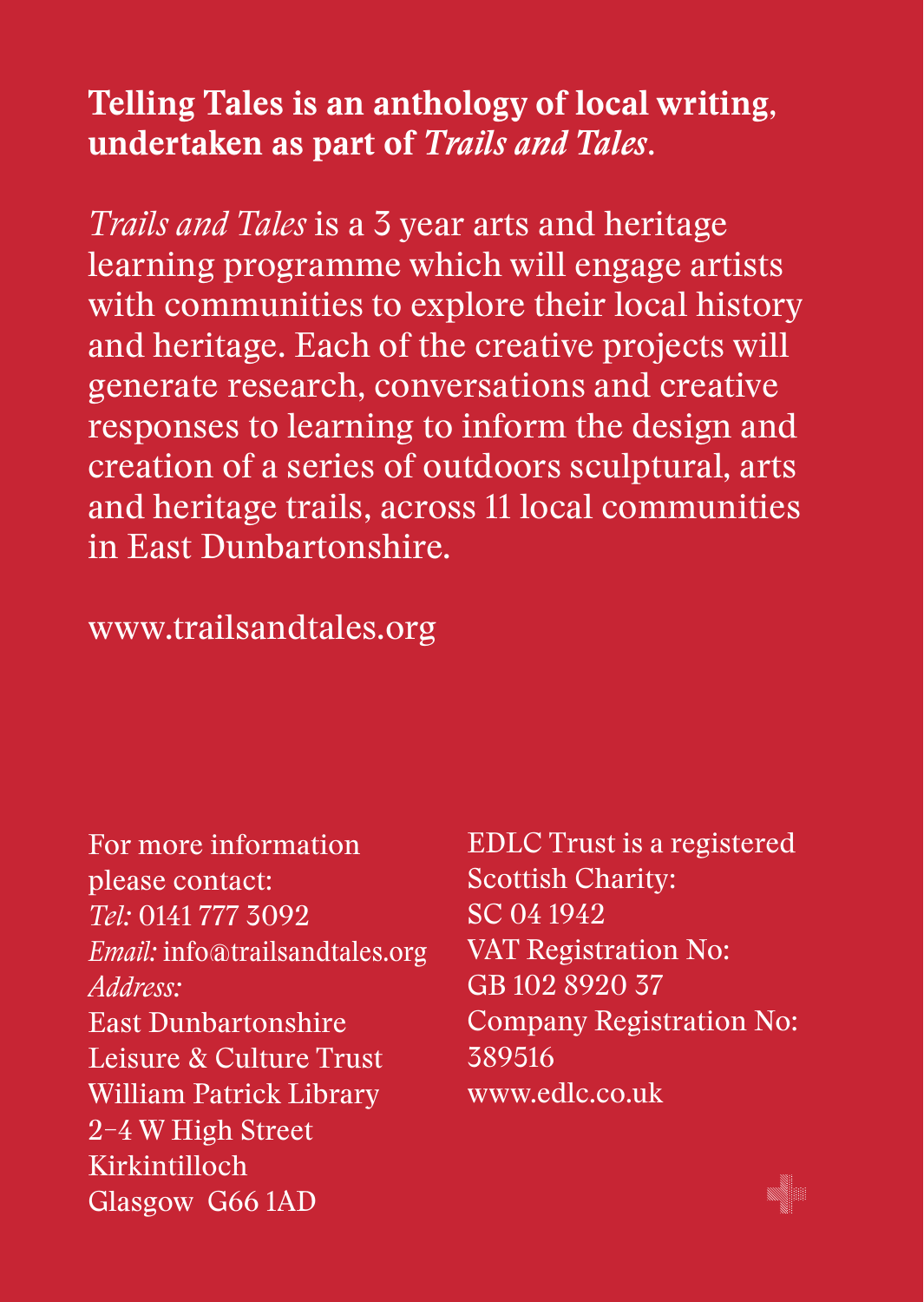**Telling Tales is an anthology of local writing, undertaken as part of *Trails and Tales*.**

*Trails and Tales* is a 3 year arts and heritage learning programme which will engage artists with communities to explore their local history and heritage. Each of the creative projects will generate research, conversations and creative responses to learning to inform the design and creation of a series of outdoors sculptural, arts and heritage trails, across 11 local communities in East Dunbartonshire.

www.trailsandtales.org

For more information please contact:
*Tel:* 0141 777 3092
*Email:* info@trailsandtales.org
*Address:*
East Dunbartonshire Leisure & Culture Trust
William Patrick Library
2–4 W High Street
Kirkintilloch
Glasgow G66 1AD

EDLC Trust is a registered Scottish Charity:
SC 04 1942
VAT Registration No:
GB 102 8920 37
Company Registration No:
389516
www.edlc.co.uk